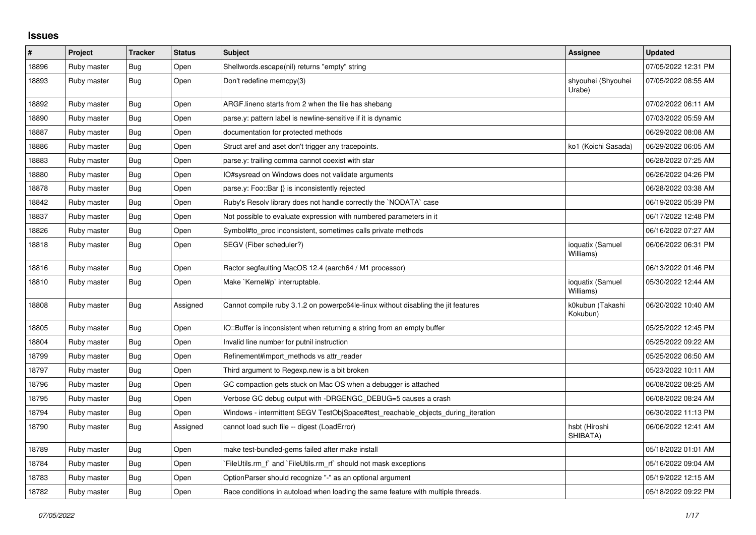# Issues

| # | Project | Tracker | Status | Subject | Assignee | Updated |
|---|---|---|---|---|---|---|
| 18896 | Ruby master | Bug | Open | Shellwords.escape(nil) returns "empty" string | | 07/05/2022 12:31 PM |
| 18893 | Ruby master | Bug | Open | Don't redefine memcpy(3) | shyouhei (Shyouhei Urabe) | 07/05/2022 08:55 AM |
| 18892 | Ruby master | Bug | Open | ARGF.lineno starts from 2 when the file has shebang | | 07/02/2022 06:11 AM |
| 18890 | Ruby master | Bug | Open | parse.y: pattern label is newline-sensitive if it is dynamic | | 07/03/2022 05:59 AM |
| 18887 | Ruby master | Bug | Open | documentation for protected methods | | 06/29/2022 08:08 AM |
| 18886 | Ruby master | Bug | Open | Struct aref and aset don't trigger any tracepoints. | ko1 (Koichi Sasada) | 06/29/2022 06:05 AM |
| 18883 | Ruby master | Bug | Open | parse.y: trailing comma cannot coexist with star | | 06/28/2022 07:25 AM |
| 18880 | Ruby master | Bug | Open | IO#sysread on Windows does not validate arguments | | 06/26/2022 04:26 PM |
| 18878 | Ruby master | Bug | Open | parse.y: Foo::Bar {} is inconsistently rejected | | 06/28/2022 03:38 AM |
| 18842 | Ruby master | Bug | Open | Ruby's Resolv library does not handle correctly the `NODATA` case | | 06/19/2022 05:39 PM |
| 18837 | Ruby master | Bug | Open | Not possible to evaluate expression with numbered parameters in it | | 06/17/2022 12:48 PM |
| 18826 | Ruby master | Bug | Open | Symbol#to_proc inconsistent, sometimes calls private methods | | 06/16/2022 07:27 AM |
| 18818 | Ruby master | Bug | Open | SEGV (Fiber scheduler?) | ioquatix (Samuel Williams) | 06/06/2022 06:31 PM |
| 18816 | Ruby master | Bug | Open | Ractor segfaulting MacOS 12.4 (aarch64 / M1 processor) | | 06/13/2022 01:46 PM |
| 18810 | Ruby master | Bug | Open | Make `Kernel#p` interruptable. | ioquatix (Samuel Williams) | 05/30/2022 12:44 AM |
| 18808 | Ruby master | Bug | Assigned | Cannot compile ruby 3.1.2 on powerpc64le-linux without disabling the jit features | k0kubun (Takashi Kokubun) | 06/20/2022 10:40 AM |
| 18805 | Ruby master | Bug | Open | IO::Buffer is inconsistent when returning a string from an empty buffer | | 05/25/2022 12:45 PM |
| 18804 | Ruby master | Bug | Open | Invalid line number for putnil instruction | | 05/25/2022 09:22 AM |
| 18799 | Ruby master | Bug | Open | Refinement#import_methods vs attr_reader | | 05/25/2022 06:50 AM |
| 18797 | Ruby master | Bug | Open | Third argument to Regexp.new is a bit broken | | 05/23/2022 10:11 AM |
| 18796 | Ruby master | Bug | Open | GC compaction gets stuck on Mac OS when a debugger is attached | | 06/08/2022 08:25 AM |
| 18795 | Ruby master | Bug | Open | Verbose GC debug output with -DRGENGC_DEBUG=5 causes a crash | | 06/08/2022 08:24 AM |
| 18794 | Ruby master | Bug | Open | Windows - intermittent SEGV TestObjSpace#test_reachable_objects_during_iteration | | 06/30/2022 11:13 PM |
| 18790 | Ruby master | Bug | Assigned | cannot load such file -- digest (LoadError) | hsbt (Hiroshi SHIBATA) | 06/06/2022 12:41 AM |
| 18789 | Ruby master | Bug | Open | make test-bundled-gems failed after make install | | 05/18/2022 01:01 AM |
| 18784 | Ruby master | Bug | Open | `FileUtils.rm_f` and `FileUtils.rm_rf` should not mask exceptions | | 05/16/2022 09:04 AM |
| 18783 | Ruby master | Bug | Open | OptionParser should recognize "-" as an optional argument | | 05/19/2022 12:15 AM |
| 18782 | Ruby master | Bug | Open | Race conditions in autoload when loading the same feature with multiple threads. | | 05/18/2022 09:22 PM |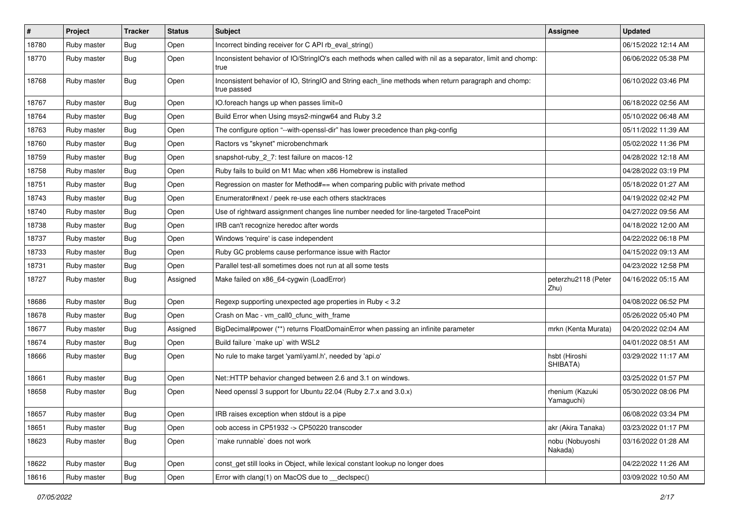| # | Project | Tracker | Status | Subject | Assignee | Updated |
|---|---|---|---|---|---|---|
| 18780 | Ruby master | Bug | Open | Incorrect binding receiver for C API rb_eval_string() | | 06/15/2022 12:14 AM |
| 18770 | Ruby master | Bug | Open | Inconsistent behavior of IO/StringIO's each methods when called with nil as a separator, limit and chomp: true | | 06/06/2022 05:38 PM |
| 18768 | Ruby master | Bug | Open | Inconsistent behavior of IO, StringIO and String each_line methods when return paragraph and chomp: true passed | | 06/10/2022 03:46 PM |
| 18767 | Ruby master | Bug | Open | IO.foreach hangs up when passes limit=0 | | 06/18/2022 02:56 AM |
| 18764 | Ruby master | Bug | Open | Build Error when Using msys2-mingw64 and Ruby 3.2 | | 05/10/2022 06:48 AM |
| 18763 | Ruby master | Bug | Open | The configure option "--with-openssl-dir" has lower precedence than pkg-config | | 05/11/2022 11:39 AM |
| 18760 | Ruby master | Bug | Open | Ractors vs "skynet" microbenchmark | | 05/02/2022 11:36 PM |
| 18759 | Ruby master | Bug | Open | snapshot-ruby_2_7: test failure on macos-12 | | 04/28/2022 12:18 AM |
| 18758 | Ruby master | Bug | Open | Ruby fails to build on M1 Mac when x86 Homebrew is installed | | 04/28/2022 03:19 PM |
| 18751 | Ruby master | Bug | Open | Regression on master for Method#== when comparing public with private method | | 05/18/2022 01:27 AM |
| 18743 | Ruby master | Bug | Open | Enumerator#next / peek re-use each others stacktraces | | 04/19/2022 02:42 PM |
| 18740 | Ruby master | Bug | Open | Use of rightward assignment changes line number needed for line-targeted TracePoint | | 04/27/2022 09:56 AM |
| 18738 | Ruby master | Bug | Open | IRB can't recognize heredoc after words | | 04/18/2022 12:00 AM |
| 18737 | Ruby master | Bug | Open | Windows 'require' is case independent | | 04/22/2022 06:18 PM |
| 18733 | Ruby master | Bug | Open | Ruby GC problems cause performance issue with Ractor | | 04/15/2022 09:13 AM |
| 18731 | Ruby master | Bug | Open | Parallel test-all sometimes does not run at all some tests | | 04/23/2022 12:58 PM |
| 18727 | Ruby master | Bug | Assigned | Make failed on x86_64-cygwin (LoadError) | peterzhu2118 (Peter Zhu) | 04/16/2022 05:15 AM |
| 18686 | Ruby master | Bug | Open | Regexp supporting unexpected age properties in Ruby < 3.2 | | 04/08/2022 06:52 PM |
| 18678 | Ruby master | Bug | Open | Crash on Mac - vm_call0_cfunc_with_frame | | 05/26/2022 05:40 PM |
| 18677 | Ruby master | Bug | Assigned | BigDecimal#power (**) returns FloatDomainError when passing an infinite parameter | mrkn (Kenta Murata) | 04/20/2022 02:04 AM |
| 18674 | Ruby master | Bug | Open | Build failure `make up` with WSL2 | | 04/01/2022 08:51 AM |
| 18666 | Ruby master | Bug | Open | No rule to make target 'yaml/yaml.h', needed by 'api.o' | hsbt (Hiroshi SHIBATA) | 03/29/2022 11:17 AM |
| 18661 | Ruby master | Bug | Open | Net::HTTP behavior changed between 2.6 and 3.1 on windows. | | 03/25/2022 01:57 PM |
| 18658 | Ruby master | Bug | Open | Need openssl 3 support for Ubuntu 22.04 (Ruby 2.7.x and 3.0.x) | rhenium (Kazuki Yamaguchi) | 05/30/2022 08:06 PM |
| 18657 | Ruby master | Bug | Open | IRB raises exception when stdout is a pipe | | 06/08/2022 03:34 PM |
| 18651 | Ruby master | Bug | Open | oob access in CP51932 -> CP50220 transcoder | akr (Akira Tanaka) | 03/23/2022 01:17 PM |
| 18623 | Ruby master | Bug | Open | `make runnable` does not work | nobu (Nobuyoshi Nakada) | 03/16/2022 01:28 AM |
| 18622 | Ruby master | Bug | Open | const_get still looks in Object, while lexical constant lookup no longer does | | 04/22/2022 11:26 AM |
| 18616 | Ruby master | Bug | Open | Error with clang(1) on MacOS due to __declspec() | | 03/09/2022 10:50 AM |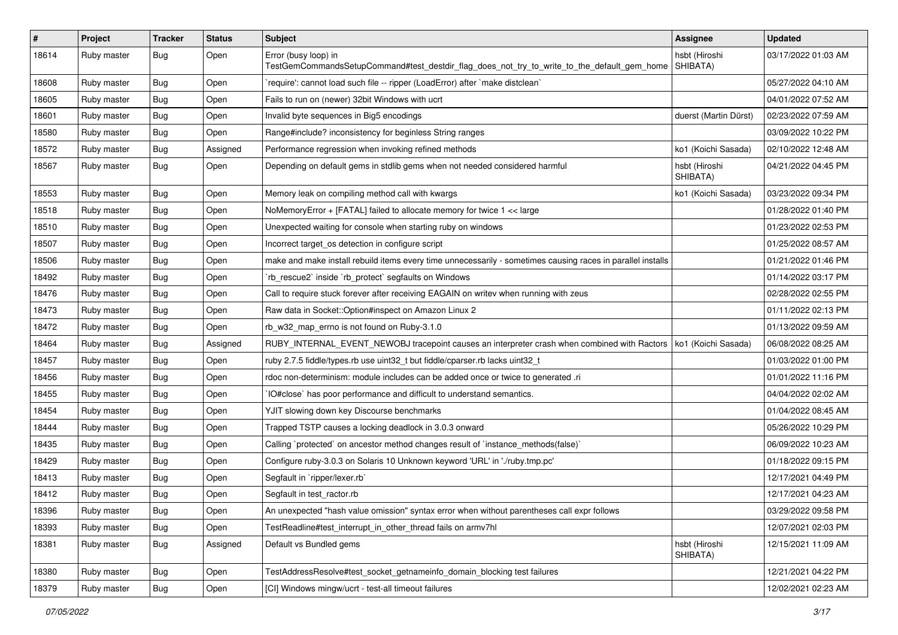| # | Project | Tracker | Status | Subject | Assignee | Updated |
|---|---|---|---|---|---|---|
| 18614 | Ruby master | Bug | Open | Error (busy loop) in TestGemCommandsSetupCommand#test_destdir_flag_does_not_try_to_write_to_the_default_gem_home | hsbt (Hiroshi SHIBATA) | 03/17/2022 01:03 AM |
| 18608 | Ruby master | Bug | Open | `require': cannot load such file -- ripper (LoadError) after `make distclean` | | 05/27/2022 04:10 AM |
| 18605 | Ruby master | Bug | Open | Fails to run on (newer) 32bit Windows with ucrt | | 04/01/2022 07:52 AM |
| 18601 | Ruby master | Bug | Open | Invalid byte sequences in Big5 encodings | duerst (Martin Dürst) | 02/23/2022 07:59 AM |
| 18580 | Ruby master | Bug | Open | Range#include? inconsistency for beginless String ranges | | 03/09/2022 10:22 PM |
| 18572 | Ruby master | Bug | Assigned | Performance regression when invoking refined methods | ko1 (Koichi Sasada) | 02/10/2022 12:48 AM |
| 18567 | Ruby master | Bug | Open | Depending on default gems in stdlib gems when not needed considered harmful | hsbt (Hiroshi SHIBATA) | 04/21/2022 04:45 PM |
| 18553 | Ruby master | Bug | Open | Memory leak on compiling method call with kwargs | ko1 (Koichi Sasada) | 03/23/2022 09:34 PM |
| 18518 | Ruby master | Bug | Open | NoMemoryError + [FATAL] failed to allocate memory for twice 1 << large | | 01/28/2022 01:40 PM |
| 18510 | Ruby master | Bug | Open | Unexpected waiting for console when starting ruby on windows | | 01/23/2022 02:53 PM |
| 18507 | Ruby master | Bug | Open | Incorrect target_os detection in configure script | | 01/25/2022 08:57 AM |
| 18506 | Ruby master | Bug | Open | make and make install rebuild items every time unnecessarily - sometimes causing races in parallel installs | | 01/21/2022 01:46 PM |
| 18492 | Ruby master | Bug | Open | `rb_rescue2` inside `rb_protect` segfaults on Windows | | 01/14/2022 03:17 PM |
| 18476 | Ruby master | Bug | Open | Call to require stuck forever after receiving EAGAIN on writev when running with zeus | | 02/28/2022 02:55 PM |
| 18473 | Ruby master | Bug | Open | Raw data in Socket::Option#inspect on Amazon Linux 2 | | 01/11/2022 02:13 PM |
| 18472 | Ruby master | Bug | Open | rb_w32_map_errno is not found on Ruby-3.1.0 | | 01/13/2022 09:59 AM |
| 18464 | Ruby master | Bug | Assigned | RUBY_INTERNAL_EVENT_NEWOBJ tracepoint causes an interpreter crash when combined with Ractors | ko1 (Koichi Sasada) | 06/08/2022 08:25 AM |
| 18457 | Ruby master | Bug | Open | ruby 2.7.5 fiddle/types.rb use uint32_t but fiddle/cparser.rb lacks uint32_t | | 01/03/2022 01:00 PM |
| 18456 | Ruby master | Bug | Open | rdoc non-determinism: module includes can be added once or twice to generated .ri | | 01/01/2022 11:16 PM |
| 18455 | Ruby master | Bug | Open | `IO#close` has poor performance and difficult to understand semantics. | | 04/04/2022 02:02 AM |
| 18454 | Ruby master | Bug | Open | YJIT slowing down key Discourse benchmarks | | 01/04/2022 08:45 AM |
| 18444 | Ruby master | Bug | Open | Trapped TSTP causes a locking deadlock in 3.0.3 onward | | 05/26/2022 10:29 PM |
| 18435 | Ruby master | Bug | Open | Calling `protected` on ancestor method changes result of `instance_methods(false)` | | 06/09/2022 10:23 AM |
| 18429 | Ruby master | Bug | Open | Configure ruby-3.0.3 on Solaris 10 Unknown keyword 'URL' in './ruby.tmp.pc' | | 01/18/2022 09:15 PM |
| 18413 | Ruby master | Bug | Open | Segfault in `ripper/lexer.rb` | | 12/17/2021 04:49 PM |
| 18412 | Ruby master | Bug | Open | Segfault in test_ractor.rb | | 12/17/2021 04:23 AM |
| 18396 | Ruby master | Bug | Open | An unexpected "hash value omission" syntax error when without parentheses call expr follows | | 03/29/2022 09:58 PM |
| 18393 | Ruby master | Bug | Open | TestReadline#test_interrupt_in_other_thread fails on armv7hl | | 12/07/2021 02:03 PM |
| 18381 | Ruby master | Bug | Assigned | Default vs Bundled gems | hsbt (Hiroshi SHIBATA) | 12/15/2021 11:09 AM |
| 18380 | Ruby master | Bug | Open | TestAddressResolve#test_socket_getnameinfo_domain_blocking test failures | | 12/21/2021 04:22 PM |
| 18379 | Ruby master | Bug | Open | [CI] Windows mingw/ucrt - test-all timeout failures | | 12/02/2021 02:23 AM |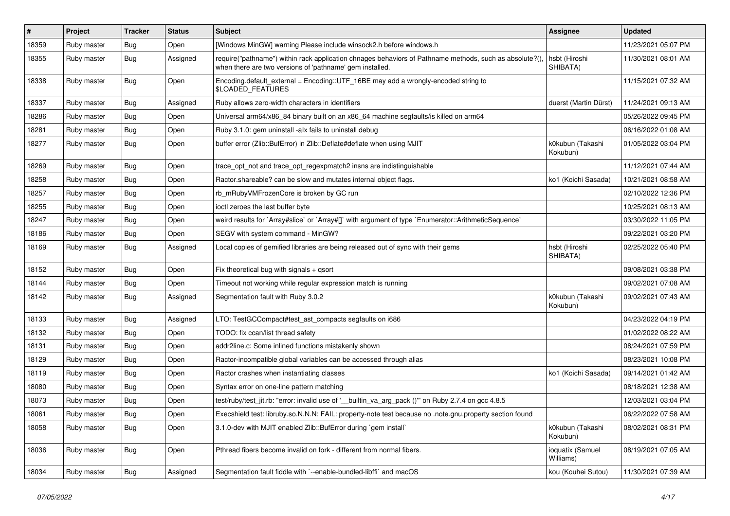| # | Project | Tracker | Status | Subject | Assignee | Updated |
|---|---|---|---|---|---|---|
| 18359 | Ruby master | Bug | Open | [Windows MinGW] warning Please include winsock2.h before windows.h | | 11/23/2021 05:07 PM |
| 18355 | Ruby master | Bug | Assigned | require("pathname") within rack application chnages behaviors of Pathname methods, such as absolute?(), when there are two versions of 'pathname' gem installed. | hsbt (Hiroshi SHIBATA) | 11/30/2021 08:01 AM |
| 18338 | Ruby master | Bug | Open | Encoding.default_external = Encoding::UTF_16BE may add a wrongly-encoded string to $LOADED_FEATURES | | 11/15/2021 07:32 AM |
| 18337 | Ruby master | Bug | Assigned | Ruby allows zero-width characters in identifiers | duerst (Martin Dürst) | 11/24/2021 09:13 AM |
| 18286 | Ruby master | Bug | Open | Universal arm64/x86_84 binary built on an x86_64 machine segfaults/is killed on arm64 | | 05/26/2022 09:45 PM |
| 18281 | Ruby master | Bug | Open | Ruby 3.1.0: gem uninstall -alx fails to uninstall debug | | 06/16/2022 01:08 AM |
| 18277 | Ruby master | Bug | Open | buffer error (Zlib::BufError) in Zlib::Deflate#deflate when using MJIT | k0kubun (Takashi Kokubun) | 01/05/2022 03:04 PM |
| 18269 | Ruby master | Bug | Open | trace_opt_not and trace_opt_regexpmatch2 insns are indistinguishable | | 11/12/2021 07:44 AM |
| 18258 | Ruby master | Bug | Open | Ractor.shareable? can be slow and mutates internal object flags. | ko1 (Koichi Sasada) | 10/21/2021 08:58 AM |
| 18257 | Ruby master | Bug | Open | rb_mRubyVMFrozenCore is broken by GC run | | 02/10/2022 12:36 PM |
| 18255 | Ruby master | Bug | Open | ioctl zeroes the last buffer byte | | 10/25/2021 08:13 AM |
| 18247 | Ruby master | Bug | Open | weird results for `Array#slice` or `Array#[]` with argument of type `Enumerator::ArithmeticSequence` | | 03/30/2022 11:05 PM |
| 18186 | Ruby master | Bug | Open | SEGV with system command - MinGW? | | 09/22/2021 03:20 PM |
| 18169 | Ruby master | Bug | Assigned | Local copies of gemified libraries are being released out of sync with their gems | hsbt (Hiroshi SHIBATA) | 02/25/2022 05:40 PM |
| 18152 | Ruby master | Bug | Open | Fix theoretical bug with signals + qsort | | 09/08/2021 03:38 PM |
| 18144 | Ruby master | Bug | Open | Timeout not working while regular expression match is running | | 09/02/2021 07:08 AM |
| 18142 | Ruby master | Bug | Assigned | Segmentation fault with Ruby 3.0.2 | k0kubun (Takashi Kokubun) | 09/02/2021 07:43 AM |
| 18133 | Ruby master | Bug | Assigned | LTO: TestGCCompact#test_ast_compacts segfaults on i686 | | 04/23/2022 04:19 PM |
| 18132 | Ruby master | Bug | Open | TODO: fix ccan/list thread safety | | 01/02/2022 08:22 AM |
| 18131 | Ruby master | Bug | Open | addr2line.c: Some inlined functions mistakenly shown | | 08/24/2021 07:59 PM |
| 18129 | Ruby master | Bug | Open | Ractor-incompatible global variables can be accessed through alias | | 08/23/2021 10:08 PM |
| 18119 | Ruby master | Bug | Open | Ractor crashes when instantiating classes | ko1 (Koichi Sasada) | 09/14/2021 01:42 AM |
| 18080 | Ruby master | Bug | Open | Syntax error on one-line pattern matching | | 08/18/2021 12:38 AM |
| 18073 | Ruby master | Bug | Open | test/ruby/test_jit.rb: "error: invalid use of '__builtin_va_arg_pack ()'" on Ruby 2.7.4 on gcc 4.8.5 | | 12/03/2021 03:04 PM |
| 18061 | Ruby master | Bug | Open | Execshield test: libruby.so.N.N.N: FAIL: property-note test because no .note.gnu.property section found | | 06/22/2022 07:58 AM |
| 18058 | Ruby master | Bug | Open | 3.1.0-dev with MJIT enabled Zlib::BufError during `gem install` | k0kubun (Takashi Kokubun) | 08/02/2021 08:31 PM |
| 18036 | Ruby master | Bug | Open | Pthread fibers become invalid on fork - different from normal fibers. | ioquatix (Samuel Williams) | 08/19/2021 07:05 AM |
| 18034 | Ruby master | Bug | Assigned | Segmentation fault fiddle with `--enable-bundled-libffi` and macOS | kou (Kouhei Sutou) | 11/30/2021 07:39 AM |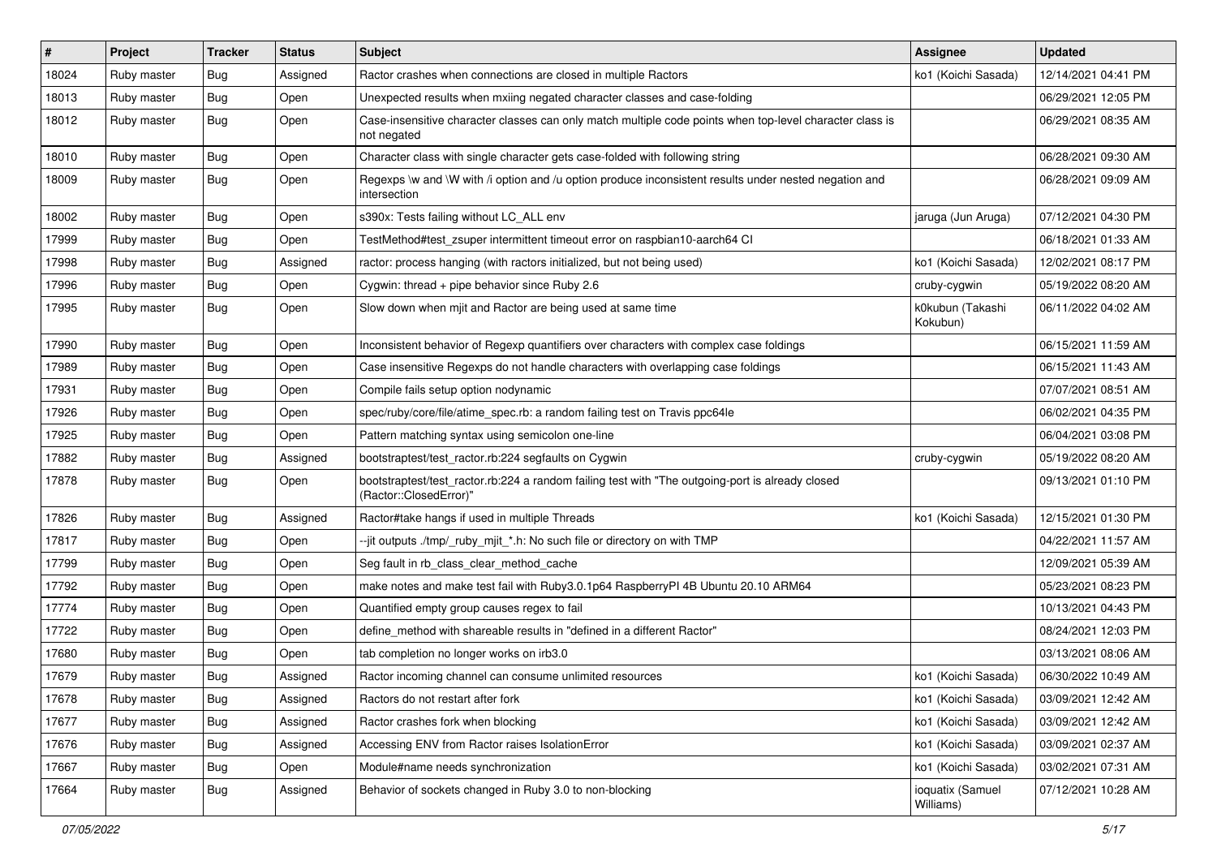| # | Project | Tracker | Status | Subject | Assignee | Updated |
|---|---|---|---|---|---|---|
| 18024 | Ruby master | Bug | Assigned | Ractor crashes when connections are closed in multiple Ractors | ko1 (Koichi Sasada) | 12/14/2021 04:41 PM |
| 18013 | Ruby master | Bug | Open | Unexpected results when mxiing negated character classes and case-folding | | 06/29/2021 12:05 PM |
| 18012 | Ruby master | Bug | Open | Case-insensitive character classes can only match multiple code points when top-level character class is not negated | | 06/29/2021 08:35 AM |
| 18010 | Ruby master | Bug | Open | Character class with single character gets case-folded with following string | | 06/28/2021 09:30 AM |
| 18009 | Ruby master | Bug | Open | Regexps \w and \W with /i option and /u option produce inconsistent results under nested negation and intersection | | 06/28/2021 09:09 AM |
| 18002 | Ruby master | Bug | Open | s390x: Tests failing without LC_ALL env | jaruga (Jun Aruga) | 07/12/2021 04:30 PM |
| 17999 | Ruby master | Bug | Open | TestMethod#test_zsuper intermittent timeout error on raspbian10-aarch64 CI | | 06/18/2021 01:33 AM |
| 17998 | Ruby master | Bug | Assigned | ractor: process hanging (with ractors initialized, but not being used) | ko1 (Koichi Sasada) | 12/02/2021 08:17 PM |
| 17996 | Ruby master | Bug | Open | Cygwin: thread + pipe behavior since Ruby 2.6 | cruby-cygwin | 05/19/2022 08:20 AM |
| 17995 | Ruby master | Bug | Open | Slow down when mjit and Ractor are being used at same time | k0kubun (Takashi Kokubun) | 06/11/2022 04:02 AM |
| 17990 | Ruby master | Bug | Open | Inconsistent behavior of Regexp quantifiers over characters with complex case foldings | | 06/15/2021 11:59 AM |
| 17989 | Ruby master | Bug | Open | Case insensitive Regexps do not handle characters with overlapping case foldings | | 06/15/2021 11:43 AM |
| 17931 | Ruby master | Bug | Open | Compile fails setup option nodynamic | | 07/07/2021 08:51 AM |
| 17926 | Ruby master | Bug | Open | spec/ruby/core/file/atime_spec.rb: a random failing test on Travis ppc64le | | 06/02/2021 04:35 PM |
| 17925 | Ruby master | Bug | Open | Pattern matching syntax using semicolon one-line | | 06/04/2021 03:08 PM |
| 17882 | Ruby master | Bug | Assigned | bootstraptest/test_ractor.rb:224 segfaults on Cygwin | cruby-cygwin | 05/19/2022 08:20 AM |
| 17878 | Ruby master | Bug | Open | bootstraptest/test_ractor.rb:224 a random failing test with "The outgoing-port is already closed (Ractor::ClosedError)" | | 09/13/2021 01:10 PM |
| 17826 | Ruby master | Bug | Assigned | Ractor#take hangs if used in multiple Threads | ko1 (Koichi Sasada) | 12/15/2021 01:30 PM |
| 17817 | Ruby master | Bug | Open | --jit outputs ./tmp/_ruby_mjit_*.h: No such file or directory on with TMP | | 04/22/2021 11:57 AM |
| 17799 | Ruby master | Bug | Open | Seg fault in rb_class_clear_method_cache | | 12/09/2021 05:39 AM |
| 17792 | Ruby master | Bug | Open | make notes and make test fail with Ruby3.0.1p64 RaspberryPI 4B Ubuntu 20.10 ARM64 | | 05/23/2021 08:23 PM |
| 17774 | Ruby master | Bug | Open | Quantified empty group causes regex to fail | | 10/13/2021 04:43 PM |
| 17722 | Ruby master | Bug | Open | define_method with shareable results in "defined in a different Ractor" | | 08/24/2021 12:03 PM |
| 17680 | Ruby master | Bug | Open | tab completion no longer works on irb3.0 | | 03/13/2021 08:06 AM |
| 17679 | Ruby master | Bug | Assigned | Ractor incoming channel can consume unlimited resources | ko1 (Koichi Sasada) | 06/30/2022 10:49 AM |
| 17678 | Ruby master | Bug | Assigned | Ractors do not restart after fork | ko1 (Koichi Sasada) | 03/09/2021 12:42 AM |
| 17677 | Ruby master | Bug | Assigned | Ractor crashes fork when blocking | ko1 (Koichi Sasada) | 03/09/2021 12:42 AM |
| 17676 | Ruby master | Bug | Assigned | Accessing ENV from Ractor raises IsolationError | ko1 (Koichi Sasada) | 03/09/2021 02:37 AM |
| 17667 | Ruby master | Bug | Open | Module#name needs synchronization | ko1 (Koichi Sasada) | 03/02/2021 07:31 AM |
| 17664 | Ruby master | Bug | Assigned | Behavior of sockets changed in Ruby 3.0 to non-blocking | ioquatix (Samuel Williams) | 07/12/2021 10:28 AM |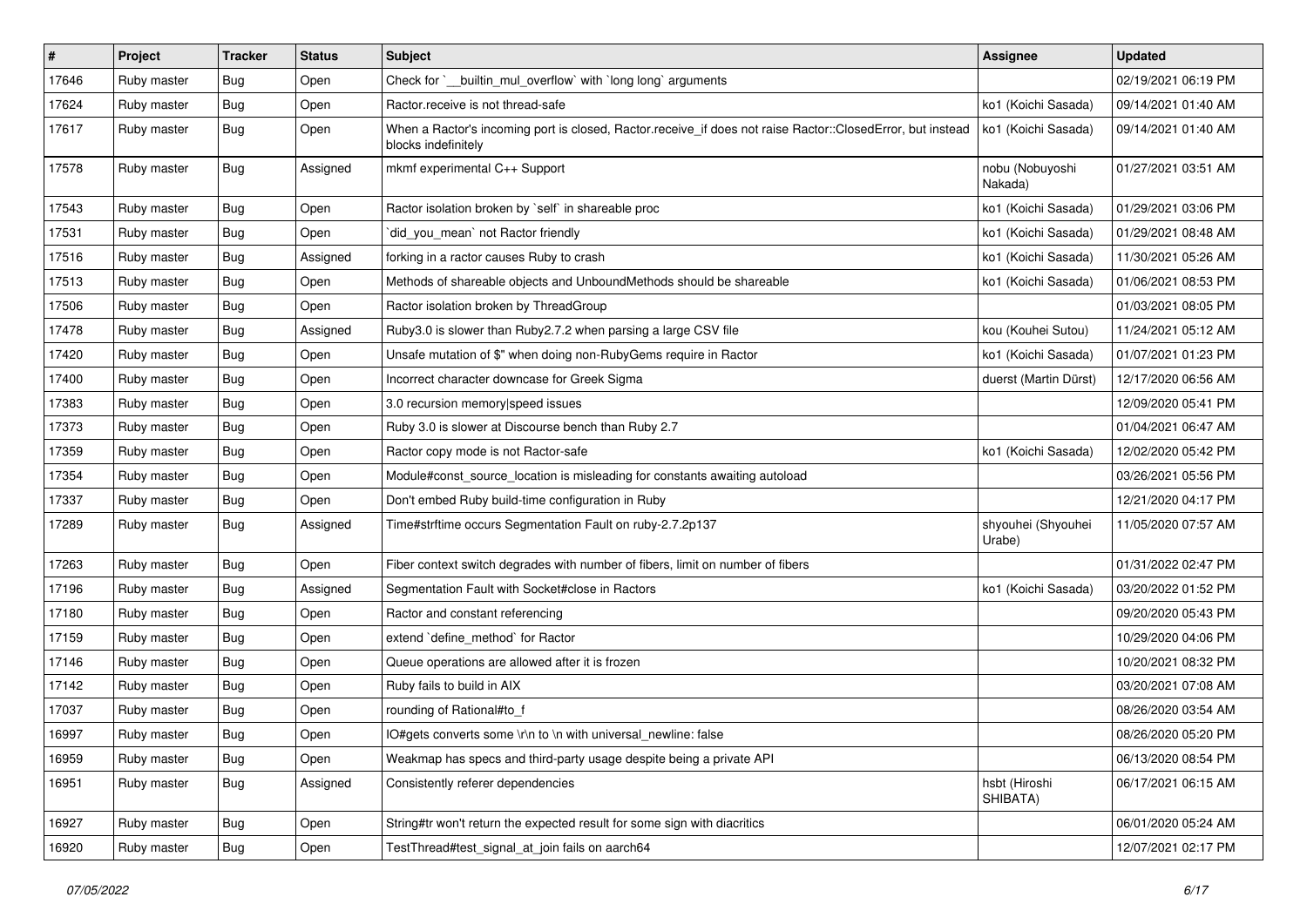| # | Project | Tracker | Status | Subject | Assignee | Updated |
|---|---|---|---|---|---|---|
| 17646 | Ruby master | Bug | Open | Check for `__builtin_mul_overflow` with `long long` arguments | | 02/19/2021 06:19 PM |
| 17624 | Ruby master | Bug | Open | Ractor.receive is not thread-safe | ko1 (Koichi Sasada) | 09/14/2021 01:40 AM |
| 17617 | Ruby master | Bug | Open | When a Ractor's incoming port is closed, Ractor.receive_if does not raise Ractor::ClosedError, but instead blocks indefinitely | ko1 (Koichi Sasada) | 09/14/2021 01:40 AM |
| 17578 | Ruby master | Bug | Assigned | mkmf experimental C++ Support | nobu (Nobuyoshi Nakada) | 01/27/2021 03:51 AM |
| 17543 | Ruby master | Bug | Open | Ractor isolation broken by `self` in shareable proc | ko1 (Koichi Sasada) | 01/29/2021 03:06 PM |
| 17531 | Ruby master | Bug | Open | `did_you_mean` not Ractor friendly | ko1 (Koichi Sasada) | 01/29/2021 08:48 AM |
| 17516 | Ruby master | Bug | Assigned | forking in a ractor causes Ruby to crash | ko1 (Koichi Sasada) | 11/30/2021 05:26 AM |
| 17513 | Ruby master | Bug | Open | Methods of shareable objects and UnboundMethods should be shareable | ko1 (Koichi Sasada) | 01/06/2021 08:53 PM |
| 17506 | Ruby master | Bug | Open | Ractor isolation broken by ThreadGroup | | 01/03/2021 08:05 PM |
| 17478 | Ruby master | Bug | Assigned | Ruby3.0 is slower than Ruby2.7.2 when parsing a large CSV file | kou (Kouhei Sutou) | 11/24/2021 05:12 AM |
| 17420 | Ruby master | Bug | Open | Unsafe mutation of $" when doing non-RubyGems require in Ractor | ko1 (Koichi Sasada) | 01/07/2021 01:23 PM |
| 17400 | Ruby master | Bug | Open | Incorrect character downcase for Greek Sigma | duerst (Martin Dürst) | 12/17/2020 06:56 AM |
| 17383 | Ruby master | Bug | Open | 3.0 recursion memory\|speed issues | | 12/09/2020 05:41 PM |
| 17373 | Ruby master | Bug | Open | Ruby 3.0 is slower at Discourse bench than Ruby 2.7 | | 01/04/2021 06:47 AM |
| 17359 | Ruby master | Bug | Open | Ractor copy mode is not Ractor-safe | ko1 (Koichi Sasada) | 12/02/2020 05:42 PM |
| 17354 | Ruby master | Bug | Open | Module#const_source_location is misleading for constants awaiting autoload | | 03/26/2021 05:56 PM |
| 17337 | Ruby master | Bug | Open | Don't embed Ruby build-time configuration in Ruby | | 12/21/2020 04:17 PM |
| 17289 | Ruby master | Bug | Assigned | Time#strftime occurs Segmentation Fault on ruby-2.7.2p137 | shyouhei (Shyouhei Urabe) | 11/05/2020 07:57 AM |
| 17263 | Ruby master | Bug | Open | Fiber context switch degrades with number of fibers, limit on number of fibers | | 01/31/2022 02:47 PM |
| 17196 | Ruby master | Bug | Assigned | Segmentation Fault with Socket#close in Ractors | ko1 (Koichi Sasada) | 03/20/2022 01:52 PM |
| 17180 | Ruby master | Bug | Open | Ractor and constant referencing | | 09/20/2020 05:43 PM |
| 17159 | Ruby master | Bug | Open | extend `define_method` for Ractor | | 10/29/2020 04:06 PM |
| 17146 | Ruby master | Bug | Open | Queue operations are allowed after it is frozen | | 10/20/2021 08:32 PM |
| 17142 | Ruby master | Bug | Open | Ruby fails to build in AIX | | 03/20/2021 07:08 AM |
| 17037 | Ruby master | Bug | Open | rounding of Rational#to_f | | 08/26/2020 03:54 AM |
| 16997 | Ruby master | Bug | Open | IO#gets converts some \r\n to \n with universal_newline: false | | 08/26/2020 05:20 PM |
| 16959 | Ruby master | Bug | Open | Weakmap has specs and third-party usage despite being a private API | | 06/13/2020 08:54 PM |
| 16951 | Ruby master | Bug | Assigned | Consistently referer dependencies | hsbt (Hiroshi SHIBATA) | 06/17/2021 06:15 AM |
| 16927 | Ruby master | Bug | Open | String#tr won't return the expected result for some sign with diacritics | | 06/01/2020 05:24 AM |
| 16920 | Ruby master | Bug | Open | TestThread#test_signal_at_join fails on aarch64 | | 12/07/2021 02:17 PM |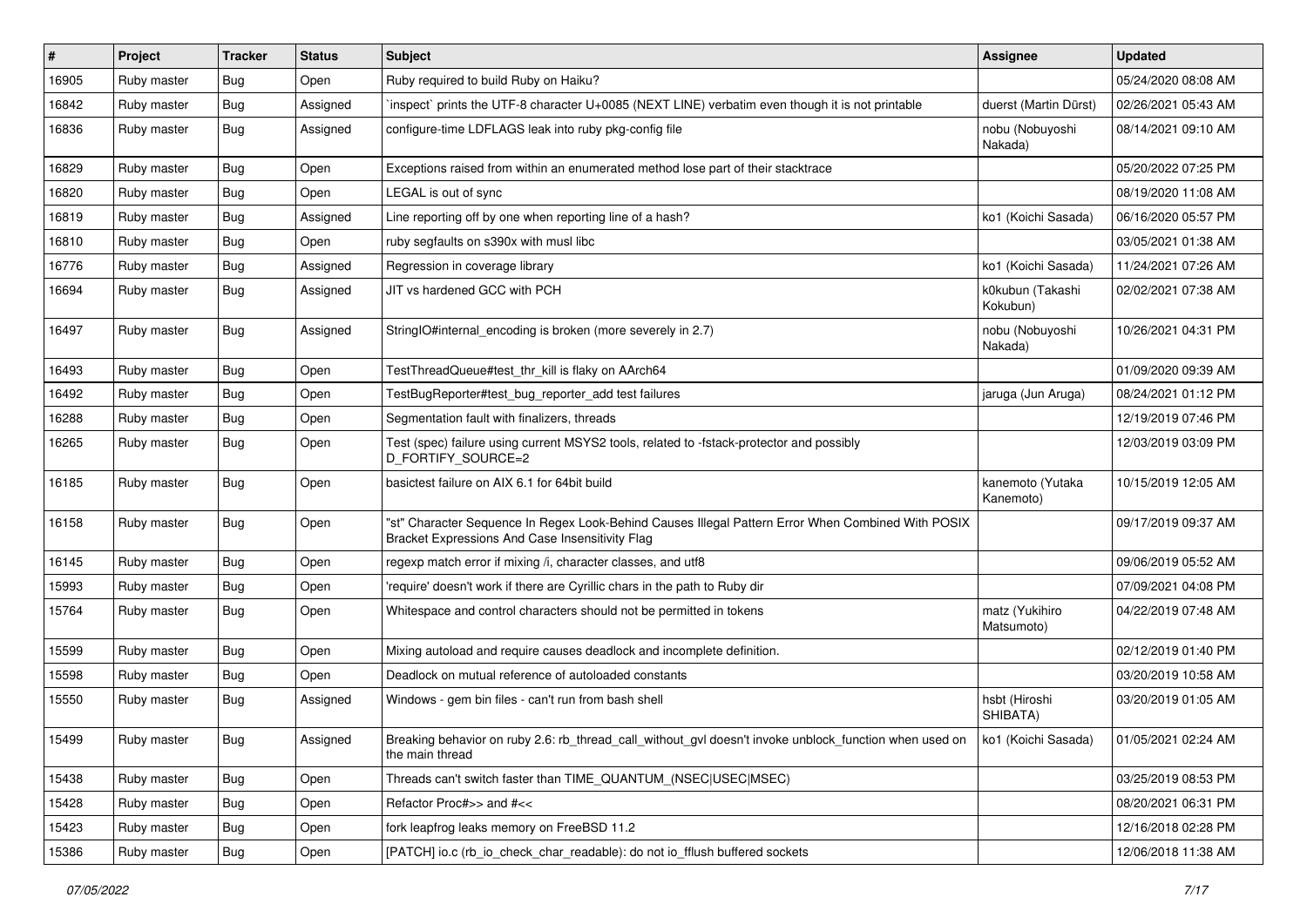| # | Project | Tracker | Status | Subject | Assignee | Updated |
|---|---|---|---|---|---|---|
| 16905 | Ruby master | Bug | Open | Ruby required to build Ruby on Haiku? | | 05/24/2020 08:08 AM |
| 16842 | Ruby master | Bug | Assigned | `inspect` prints the UTF-8 character U+0085 (NEXT LINE) verbatim even though it is not printable | duerst (Martin Dürst) | 02/26/2021 05:43 AM |
| 16836 | Ruby master | Bug | Assigned | configure-time LDFLAGS leak into ruby pkg-config file | nobu (Nobuyoshi Nakada) | 08/14/2021 09:10 AM |
| 16829 | Ruby master | Bug | Open | Exceptions raised from within an enumerated method lose part of their stacktrace | | 05/20/2022 07:25 PM |
| 16820 | Ruby master | Bug | Open | LEGAL is out of sync | | 08/19/2020 11:08 AM |
| 16819 | Ruby master | Bug | Assigned | Line reporting off by one when reporting line of a hash? | ko1 (Koichi Sasada) | 06/16/2020 05:57 PM |
| 16810 | Ruby master | Bug | Open | ruby segfaults on s390x with musl libc | | 03/05/2021 01:38 AM |
| 16776 | Ruby master | Bug | Assigned | Regression in coverage library | ko1 (Koichi Sasada) | 11/24/2021 07:26 AM |
| 16694 | Ruby master | Bug | Assigned | JIT vs hardened GCC with PCH | k0kubun (Takashi Kokubun) | 02/02/2021 07:38 AM |
| 16497 | Ruby master | Bug | Assigned | StringIO#internal_encoding is broken (more severely in 2.7) | nobu (Nobuyoshi Nakada) | 10/26/2021 04:31 PM |
| 16493 | Ruby master | Bug | Open | TestThreadQueue#test_thr_kill is flaky on AArch64 | | 01/09/2020 09:39 AM |
| 16492 | Ruby master | Bug | Open | TestBugReporter#test_bug_reporter_add test failures | jaruga (Jun Aruga) | 08/24/2021 01:12 PM |
| 16288 | Ruby master | Bug | Open | Segmentation fault with finalizers, threads | | 12/19/2019 07:46 PM |
| 16265 | Ruby master | Bug | Open | Test (spec) failure using current MSYS2 tools, related to -fstack-protector and possibly D_FORTIFY_SOURCE=2 | | 12/03/2019 03:09 PM |
| 16185 | Ruby master | Bug | Open | basictest failure on AIX 6.1 for 64bit build | kanemoto (Yutaka Kanemoto) | 10/15/2019 12:05 AM |
| 16158 | Ruby master | Bug | Open | "st" Character Sequence In Regex Look-Behind Causes Illegal Pattern Error When Combined With POSIX Bracket Expressions And Case Insensitivity Flag | | 09/17/2019 09:37 AM |
| 16145 | Ruby master | Bug | Open | regexp match error if mixing /i, character classes, and utf8 | | 09/06/2019 05:52 AM |
| 15993 | Ruby master | Bug | Open | 'require' doesn't work if there are Cyrillic chars in the path to Ruby dir | | 07/09/2021 04:08 PM |
| 15764 | Ruby master | Bug | Open | Whitespace and control characters should not be permitted in tokens | matz (Yukihiro Matsumoto) | 04/22/2019 07:48 AM |
| 15599 | Ruby master | Bug | Open | Mixing autoload and require causes deadlock and incomplete definition. | | 02/12/2019 01:40 PM |
| 15598 | Ruby master | Bug | Open | Deadlock on mutual reference of autoloaded constants | | 03/20/2019 10:58 AM |
| 15550 | Ruby master | Bug | Assigned | Windows - gem bin files - can't run from bash shell | hsbt (Hiroshi SHIBATA) | 03/20/2019 01:05 AM |
| 15499 | Ruby master | Bug | Assigned | Breaking behavior on ruby 2.6: rb_thread_call_without_gvl doesn't invoke unblock_function when used on the main thread | ko1 (Koichi Sasada) | 01/05/2021 02:24 AM |
| 15438 | Ruby master | Bug | Open | Threads can't switch faster than TIME_QUANTUM_(NSEC\|USEC\|MSEC) | | 03/25/2019 08:53 PM |
| 15428 | Ruby master | Bug | Open | Refactor Proc#>> and #<< | | 08/20/2021 06:31 PM |
| 15423 | Ruby master | Bug | Open | fork leapfrog leaks memory on FreeBSD 11.2 | | 12/16/2018 02:28 PM |
| 15386 | Ruby master | Bug | Open | [PATCH] io.c (rb_io_check_char_readable): do not io_fflush buffered sockets | | 12/06/2018 11:38 AM |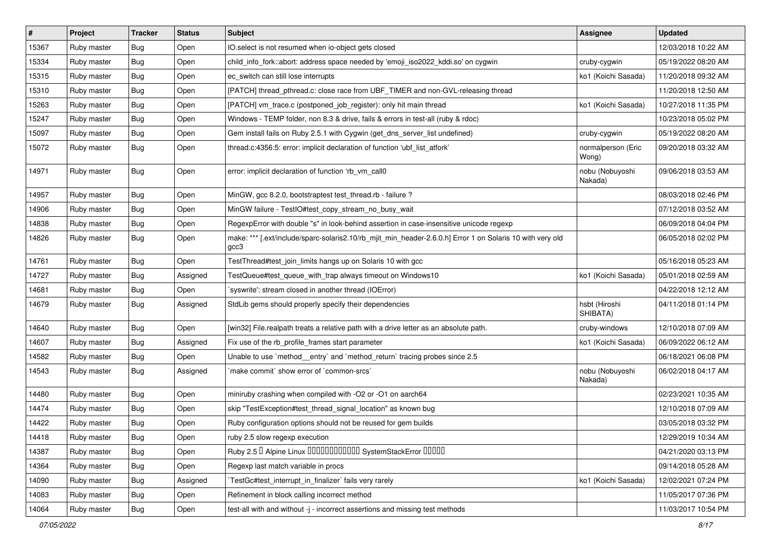| # | Project | Tracker | Status | Subject | Assignee | Updated |
|---|---|---|---|---|---|---|
| 15367 | Ruby master | Bug | Open | IO.select is not resumed when io-object gets closed | | 12/03/2018 10:22 AM |
| 15334 | Ruby master | Bug | Open | child_info_fork::abort: address space needed by 'emoji_iso2022_kddi.so' on cygwin | cruby-cygwin | 05/19/2022 08:20 AM |
| 15315 | Ruby master | Bug | Open | ec_switch can still lose interrupts | ko1 (Koichi Sasada) | 11/20/2018 09:32 AM |
| 15310 | Ruby master | Bug | Open | [PATCH] thread_pthread.c: close race from UBF_TIMER and non-GVL-releasing thread | | 11/20/2018 12:50 AM |
| 15263 | Ruby master | Bug | Open | [PATCH] vm_trace.c (postponed_job_register): only hit main thread | ko1 (Koichi Sasada) | 10/27/2018 11:35 PM |
| 15247 | Ruby master | Bug | Open | Windows - TEMP folder, non 8.3 & drive, fails & errors in test-all (ruby & rdoc) | | 10/23/2018 05:02 PM |
| 15097 | Ruby master | Bug | Open | Gem install fails on Ruby 2.5.1 with Cygwin (get_dns_server_list undefined) | cruby-cygwin | 05/19/2022 08:20 AM |
| 15072 | Ruby master | Bug | Open | thread.c:4356:5: error: implicit declaration of function 'ubf_list_atfork' | normalperson (Eric Wong) | 09/20/2018 03:32 AM |
| 14971 | Ruby master | Bug | Open | error: implicit declaration of function 'rb_vm_call0 | nobu (Nobuyoshi Nakada) | 09/06/2018 03:53 AM |
| 14957 | Ruby master | Bug | Open | MinGW, gcc 8.2.0, bootstraptest test_thread.rb - failure ? | | 08/03/2018 02:46 PM |
| 14906 | Ruby master | Bug | Open | MinGW failure - TestIO#test_copy_stream_no_busy_wait | | 07/12/2018 03:52 AM |
| 14838 | Ruby master | Bug | Open | RegexpError with double "s" in look-behind assertion in case-insensitive unicode regexp | | 06/09/2018 04:04 PM |
| 14826 | Ruby master | Bug | Open | make: *** [.ext/include/sparc-solaris2.10/rb_mjit_min_header-2.6.0.h] Error 1 on Solaris 10 with very old gcc3 | | 06/05/2018 02:02 PM |
| 14761 | Ruby master | Bug | Open | TestThread#test_join_limits hangs up on Solaris 10 with gcc | | 05/16/2018 05:23 AM |
| 14727 | Ruby master | Bug | Assigned | TestQueue#test_queue_with_trap always timeout on Windows10 | ko1 (Koichi Sasada) | 05/01/2018 02:59 AM |
| 14681 | Ruby master | Bug | Open | `syswrite': stream closed in another thread (IOError) | | 04/22/2018 12:12 AM |
| 14679 | Ruby master | Bug | Assigned | StdLib gems should properly specify their dependencies | hsbt (Hiroshi SHIBATA) | 04/11/2018 01:14 PM |
| 14640 | Ruby master | Bug | Open | [win32] File.realpath treats a relative path with a drive letter as an absolute path. | cruby-windows | 12/10/2018 07:09 AM |
| 14607 | Ruby master | Bug | Assigned | Fix use of the rb_profile_frames start parameter | ko1 (Koichi Sasada) | 06/09/2022 06:12 AM |
| 14582 | Ruby master | Bug | Open | Unable to use `method__entry` and `method_return` tracing probes since 2.5 | | 06/18/2021 06:08 PM |
| 14543 | Ruby master | Bug | Assigned | `make commit` show error of `common-srcs` | nobu (Nobuyoshi Nakada) | 06/02/2018 04:17 AM |
| 14480 | Ruby master | Bug | Open | miniruby crashing when compiled with -O2 or -O1 on aarch64 | | 02/23/2021 10:35 AM |
| 14474 | Ruby master | Bug | Open | skip "TestException#test_thread_signal_location" as known bug | | 12/10/2018 07:09 AM |
| 14422 | Ruby master | Bug | Open | Ruby configuration options should not be reused for gem builds | | 03/05/2018 03:32 PM |
| 14418 | Ruby master | Bug | Open | ruby 2.5 slow regexp execution | | 12/29/2019 10:34 AM |
| 14387 | Ruby master | Bug | Open | Ruby 2.5 � Alpine Linux ������������ SystemStackError ����� | | 04/21/2020 03:13 PM |
| 14364 | Ruby master | Bug | Open | Regexp last match variable in procs | | 09/14/2018 05:28 AM |
| 14090 | Ruby master | Bug | Assigned | `TestGc#test_interrupt_in_finalizer` fails very rarely | ko1 (Koichi Sasada) | 12/02/2021 07:24 PM |
| 14083 | Ruby master | Bug | Open | Refinement in block calling incorrect method | | 11/05/2017 07:36 PM |
| 14064 | Ruby master | Bug | Open | test-all with and without -j - incorrect assertions and missing test methods | | 11/03/2017 10:54 PM |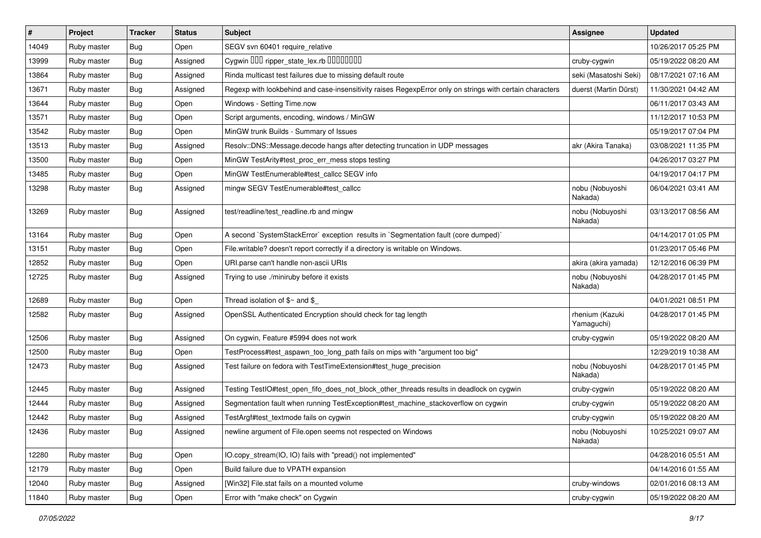| # | Project | Tracker | Status | Subject | Assignee | Updated |
|---|---|---|---|---|---|---|
| 14049 | Ruby master | Bug | Open | SEGV svn 60401 require_relative | | 10/26/2017 05:25 PM |
| 13999 | Ruby master | Bug | Assigned | Cygwin ��� ripper_state_lex.rb ��������� | cruby-cygwin | 05/19/2022 08:20 AM |
| 13864 | Ruby master | Bug | Assigned | Rinda multicast test failures due to missing default route | seki (Masatoshi Seki) | 08/17/2021 07:16 AM |
| 13671 | Ruby master | Bug | Assigned | Regexp with lookbehind and case-insensitivity raises RegexpError only on strings with certain characters | duerst (Martin Dürst) | 11/30/2021 04:42 AM |
| 13644 | Ruby master | Bug | Open | Windows - Setting Time.now | | 06/11/2017 03:43 AM |
| 13571 | Ruby master | Bug | Open | Script arguments, encoding, windows / MinGW | | 11/12/2017 10:53 PM |
| 13542 | Ruby master | Bug | Open | MinGW trunk Builds - Summary of Issues | | 05/19/2017 07:04 PM |
| 13513 | Ruby master | Bug | Assigned | Resolv::DNS::Message.decode hangs after detecting truncation in UDP messages | akr (Akira Tanaka) | 03/08/2021 11:35 PM |
| 13500 | Ruby master | Bug | Open | MinGW TestArity#test_proc_err_mess stops testing | | 04/26/2017 03:27 PM |
| 13485 | Ruby master | Bug | Open | MinGW TestEnumerable#test_callcc SEGV info | | 04/19/2017 04:17 PM |
| 13298 | Ruby master | Bug | Assigned | mingw SEGV TestEnumerable#test_callcc | nobu (Nobuyoshi Nakada) | 06/04/2021 03:41 AM |
| 13269 | Ruby master | Bug | Assigned | test/readline/test_readline.rb and mingw | nobu (Nobuyoshi Nakada) | 03/13/2017 08:56 AM |
| 13164 | Ruby master | Bug | Open | A second `SystemStackError` exception results in `Segmentation fault (core dumped)` | | 04/14/2017 01:05 PM |
| 13151 | Ruby master | Bug | Open | File.writable? doesn't report correctly if a directory is writable on Windows. | | 01/23/2017 05:46 PM |
| 12852 | Ruby master | Bug | Open | URI.parse can't handle non-ascii URIs | akira (akira yamada) | 12/12/2016 06:39 PM |
| 12725 | Ruby master | Bug | Assigned | Trying to use ./miniruby before it exists | nobu (Nobuyoshi Nakada) | 04/28/2017 01:45 PM |
| 12689 | Ruby master | Bug | Open | Thread isolation of $~ and $_ | | 04/01/2021 08:51 PM |
| 12582 | Ruby master | Bug | Assigned | OpenSSL Authenticated Encryption should check for tag length | rhenium (Kazuki Yamaguchi) | 04/28/2017 01:45 PM |
| 12506 | Ruby master | Bug | Assigned | On cygwin, Feature #5994 does not work | cruby-cygwin | 05/19/2022 08:20 AM |
| 12500 | Ruby master | Bug | Open | TestProcess#test_aspawn_too_long_path fails on mips with "argument too big" | | 12/29/2019 10:38 AM |
| 12473 | Ruby master | Bug | Assigned | Test failure on fedora with TestTimeExtension#test_huge_precision | nobu (Nobuyoshi Nakada) | 04/28/2017 01:45 PM |
| 12445 | Ruby master | Bug | Assigned | Testing TestIO#test_open_fifo_does_not_block_other_threads results in deadlock on cygwin | cruby-cygwin | 05/19/2022 08:20 AM |
| 12444 | Ruby master | Bug | Assigned | Segmentation fault when running TestException#test_machine_stackoverflow on cygwin | cruby-cygwin | 05/19/2022 08:20 AM |
| 12442 | Ruby master | Bug | Assigned | TestArgf#test_textmode fails on cygwin | cruby-cygwin | 05/19/2022 08:20 AM |
| 12436 | Ruby master | Bug | Assigned | newline argument of File.open seems not respected on Windows | nobu (Nobuyoshi Nakada) | 10/25/2021 09:07 AM |
| 12280 | Ruby master | Bug | Open | IO.copy_stream(IO, IO) fails with "pread() not implemented" | | 04/28/2016 05:51 AM |
| 12179 | Ruby master | Bug | Open | Build failure due to VPATH expansion | | 04/14/2016 01:55 AM |
| 12040 | Ruby master | Bug | Assigned | [Win32] File.stat fails on a mounted volume | cruby-windows | 02/01/2016 08:13 AM |
| 11840 | Ruby master | Bug | Open | Error with "make check" on Cygwin | cruby-cygwin | 05/19/2022 08:20 AM |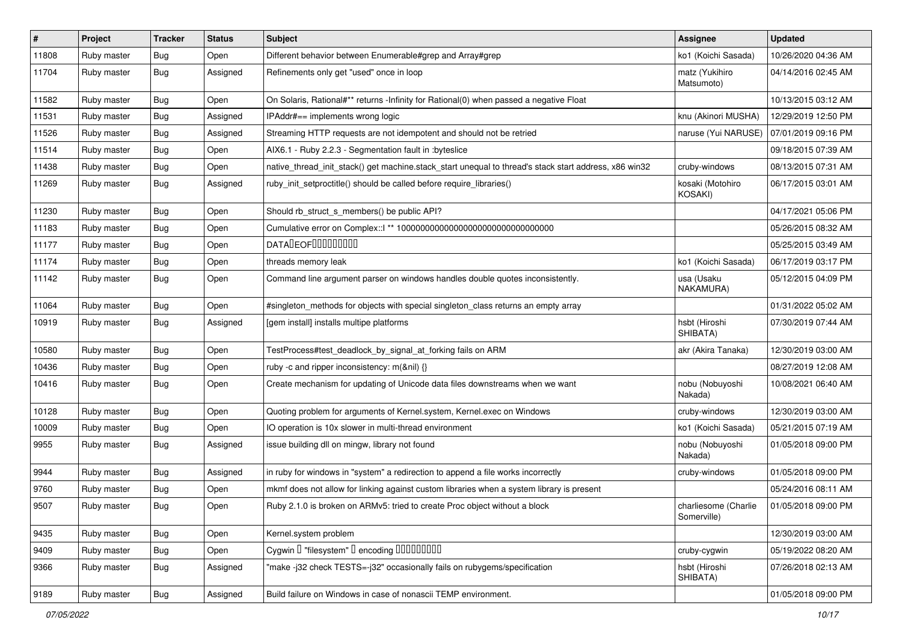| # | Project | Tracker | Status | Subject | Assignee | Updated |
|---|---|---|---|---|---|---|
| 11808 | Ruby master | Bug | Open | Different behavior between Enumerable#grep and Array#grep | ko1 (Koichi Sasada) | 10/26/2020 04:36 AM |
| 11704 | Ruby master | Bug | Assigned | Refinements only get "used" once in loop | matz (Yukihiro Matsumoto) | 04/14/2016 02:45 AM |
| 11582 | Ruby master | Bug | Open | On Solaris, Rational#** returns -Infinity for Rational(0) when passed a negative Float | | 10/13/2015 03:12 AM |
| 11531 | Ruby master | Bug | Assigned | IPAddr#== implements wrong logic | knu (Akinori MUSHA) | 12/29/2019 12:50 PM |
| 11526 | Ruby master | Bug | Assigned | Streaming HTTP requests are not idempotent and should not be retried | naruse (Yui NARUSE) | 07/01/2019 09:16 PM |
| 11514 | Ruby master | Bug | Open | AIX6.1 - Ruby 2.2.3 - Segmentation fault in :byteslice | | 09/18/2015 07:39 AM |
| 11438 | Ruby master | Bug | Open | native_thread_init_stack() get machine.stack_start unequal to thread's stack start address, x86 win32 | cruby-windows | 08/13/2015 07:31 AM |
| 11269 | Ruby master | Bug | Assigned | ruby_init_setproctitle() should be called before require_libraries() | kosaki (Motohiro KOSAKI) | 06/17/2015 03:01 AM |
| 11230 | Ruby master | Bug | Open | Should rb_struct_s_members() be public API? | | 04/17/2021 05:06 PM |
| 11183 | Ruby master | Bug | Open | Cumulative error on Complex::I ** 100000000000000000000000000000000 | | 05/26/2015 08:32 AM |
| 11177 | Ruby master | Bug | Open | DATA�EOF��������� | | 05/25/2015 03:49 AM |
| 11174 | Ruby master | Bug | Open | threads memory leak | ko1 (Koichi Sasada) | 06/17/2019 03:17 PM |
| 11142 | Ruby master | Bug | Open | Command line argument parser on windows handles double quotes inconsistently. | usa (Usaku NAKAMURA) | 05/12/2015 04:09 PM |
| 11064 | Ruby master | Bug | Open | #singleton_methods for objects with special singleton_class returns an empty array | | 01/31/2022 05:02 AM |
| 10919 | Ruby master | Bug | Assigned | [gem install] installs multipe platforms | hsbt (Hiroshi SHIBATA) | 07/30/2019 07:44 AM |
| 10580 | Ruby master | Bug | Open | TestProcess#test_deadlock_by_signal_at_forking fails on ARM | akr (Akira Tanaka) | 12/30/2019 03:00 AM |
| 10436 | Ruby master | Bug | Open | ruby -c and ripper inconsistency: m(&nil) {} | | 08/27/2019 12:08 AM |
| 10416 | Ruby master | Bug | Open | Create mechanism for updating of Unicode data files downstreams when we want | nobu (Nobuyoshi Nakada) | 10/08/2021 06:40 AM |
| 10128 | Ruby master | Bug | Open | Quoting problem for arguments of Kernel.system, Kernel.exec on Windows | cruby-windows | 12/30/2019 03:00 AM |
| 10009 | Ruby master | Bug | Open | IO operation is 10x slower in multi-thread environment | ko1 (Koichi Sasada) | 05/21/2015 07:19 AM |
| 9955 | Ruby master | Bug | Assigned | issue building dll on mingw, library not found | nobu (Nobuyoshi Nakada) | 01/05/2018 09:00 PM |
| 9944 | Ruby master | Bug | Assigned | in ruby for windows in "system" a redirection to append a file works incorrectly | cruby-windows | 01/05/2018 09:00 PM |
| 9760 | Ruby master | Bug | Open | mkmf does not allow for linking against custom libraries when a system library is present | | 05/24/2016 08:11 AM |
| 9507 | Ruby master | Bug | Open | Ruby 2.1.0 is broken on ARMv5: tried to create Proc object without a block | charliesome (Charlie Somerville) | 01/05/2018 09:00 PM |
| 9435 | Ruby master | Bug | Open | Kernel.system problem | | 12/30/2019 03:00 AM |
| 9409 | Ruby master | Bug | Open | Cygwin � "filesystem" � encoding ��������� | cruby-cygwin | 05/19/2022 08:20 AM |
| 9366 | Ruby master | Bug | Assigned | "make -j32 check TESTS=-j32" occasionally fails on rubygems/specification | hsbt (Hiroshi SHIBATA) | 07/26/2018 02:13 AM |
| 9189 | Ruby master | Bug | Assigned | Build failure on Windows in case of nonascii TEMP environment. | | 01/05/2018 09:00 PM |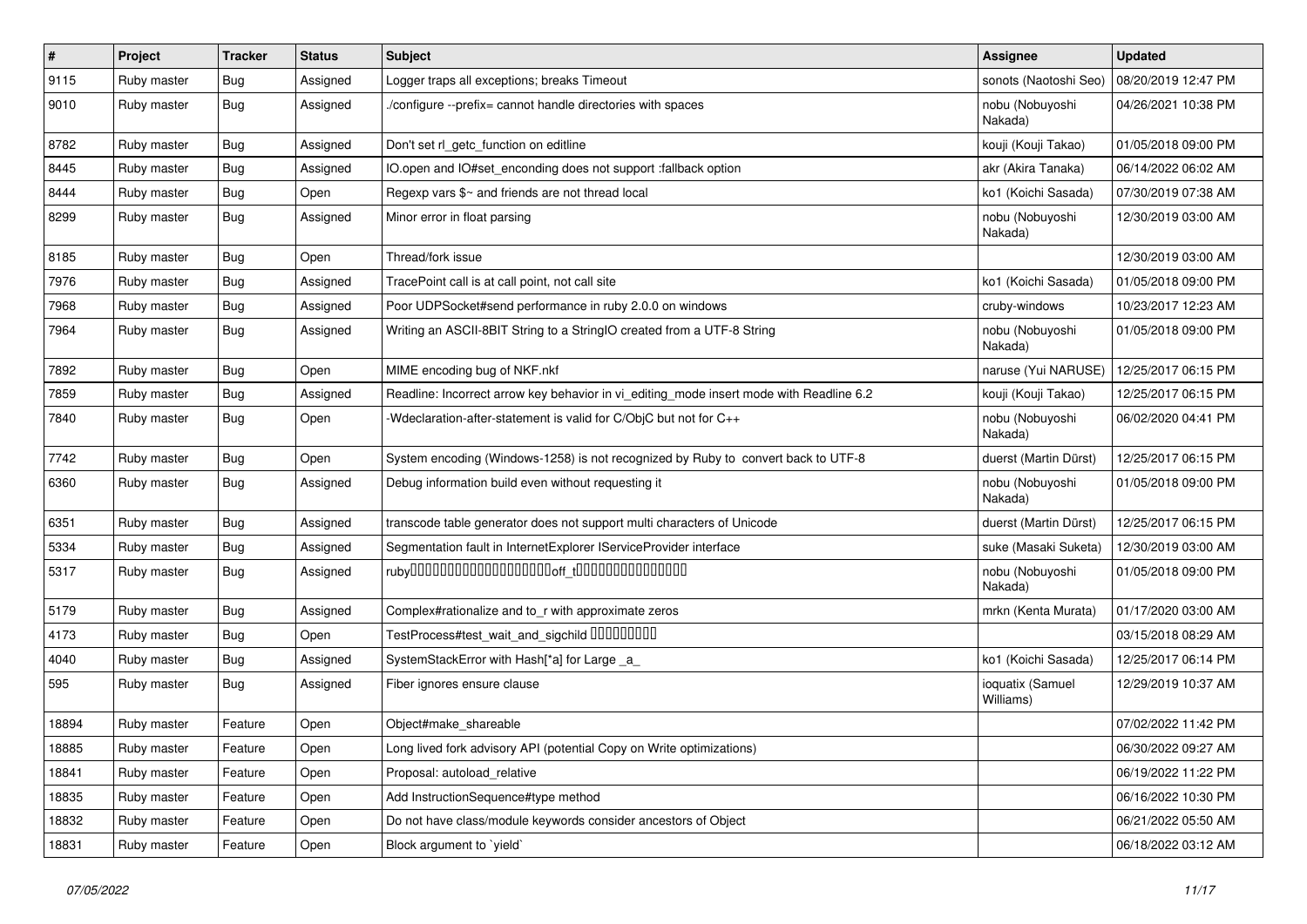| # | Project | Tracker | Status | Subject | Assignee | Updated |
|---|---|---|---|---|---|---|
| 9115 | Ruby master | Bug | Assigned | Logger traps all exceptions; breaks Timeout | sonots (Naotoshi Seo) | 08/20/2019 12:47 PM |
| 9010 | Ruby master | Bug | Assigned | ./configure --prefix= cannot handle directories with spaces | nobu (Nobuyoshi Nakada) | 04/26/2021 10:38 PM |
| 8782 | Ruby master | Bug | Assigned | Don't set rl_getc_function on editline | kouji (Kouji Takao) | 01/05/2018 09:00 PM |
| 8445 | Ruby master | Bug | Assigned | IO.open and IO#set_enconding does not support :fallback option | akr (Akira Tanaka) | 06/14/2022 06:02 AM |
| 8444 | Ruby master | Bug | Open | Regexp vars $~ and friends are not thread local | ko1 (Koichi Sasada) | 07/30/2019 07:38 AM |
| 8299 | Ruby master | Bug | Assigned | Minor error in float parsing | nobu (Nobuyoshi Nakada) | 12/30/2019 03:00 AM |
| 8185 | Ruby master | Bug | Open | Thread/fork issue | | 12/30/2019 03:00 AM |
| 7976 | Ruby master | Bug | Assigned | TracePoint call is at call point, not call site | ko1 (Koichi Sasada) | 01/05/2018 09:00 PM |
| 7968 | Ruby master | Bug | Assigned | Poor UDPSocket#send performance in ruby 2.0.0 on windows | cruby-windows | 10/23/2017 12:23 AM |
| 7964 | Ruby master | Bug | Assigned | Writing an ASCII-8BIT String to a StringIO created from a UTF-8 String | nobu (Nobuyoshi Nakada) | 01/05/2018 09:00 PM |
| 7892 | Ruby master | Bug | Open | MIME encoding bug of NKF.nkf | naruse (Yui NARUSE) | 12/25/2017 06:15 PM |
| 7859 | Ruby master | Bug | Assigned | Readline: Incorrect arrow key behavior in vi_editing_mode insert mode with Readline 6.2 | kouji (Kouji Takao) | 12/25/2017 06:15 PM |
| 7840 | Ruby master | Bug | Open | -Wdeclaration-after-statement is valid for C/ObjC but not for C++ | nobu (Nobuyoshi Nakada) | 06/02/2020 04:41 PM |
| 7742 | Ruby master | Bug | Open | System encoding (Windows-1258) is not recognized by Ruby to convert back to UTF-8 | duerst (Martin Dürst) | 12/25/2017 06:15 PM |
| 6360 | Ruby master | Bug | Assigned | Debug information build even without requesting it | nobu (Nobuyoshi Nakada) | 01/05/2018 09:00 PM |
| 6351 | Ruby master | Bug | Assigned | transcode table generator does not support multi characters of Unicode | duerst (Martin Dürst) | 12/25/2017 06:15 PM |
| 5334 | Ruby master | Bug | Assigned | Segmentation fault in InternetExplorer IServiceProvider interface | suke (Masaki Suketa) | 12/30/2019 03:00 AM |
| 5317 | Ruby master | Bug | Assigned | ruby□□□□□□□□□□□□□□□□□□□off_t□□□□□□□□□□□□□□□ | nobu (Nobuyoshi Nakada) | 01/05/2018 09:00 PM |
| 5179 | Ruby master | Bug | Assigned | Complex#rationalize and to_r with approximate zeros | mrkn (Kenta Murata) | 01/17/2020 03:00 AM |
| 4173 | Ruby master | Bug | Open | TestProcess#test_wait_and_sigchild □□□□□□□□□ | | 03/15/2018 08:29 AM |
| 4040 | Ruby master | Bug | Assigned | SystemStackError with Hash[*a] for Large _a_ | ko1 (Koichi Sasada) | 12/25/2017 06:14 PM |
| 595 | Ruby master | Bug | Assigned | Fiber ignores ensure clause | ioquatix (Samuel Williams) | 12/29/2019 10:37 AM |
| 18894 | Ruby master | Feature | Open | Object#make_shareable | | 07/02/2022 11:42 PM |
| 18885 | Ruby master | Feature | Open | Long lived fork advisory API (potential Copy on Write optimizations) | | 06/30/2022 09:27 AM |
| 18841 | Ruby master | Feature | Open | Proposal: autoload_relative | | 06/19/2022 11:22 PM |
| 18835 | Ruby master | Feature | Open | Add InstructionSequence#type method | | 06/16/2022 10:30 PM |
| 18832 | Ruby master | Feature | Open | Do not have class/module keywords consider ancestors of Object | | 06/21/2022 05:50 AM |
| 18831 | Ruby master | Feature | Open | Block argument to `yield` | | 06/18/2022 03:12 AM |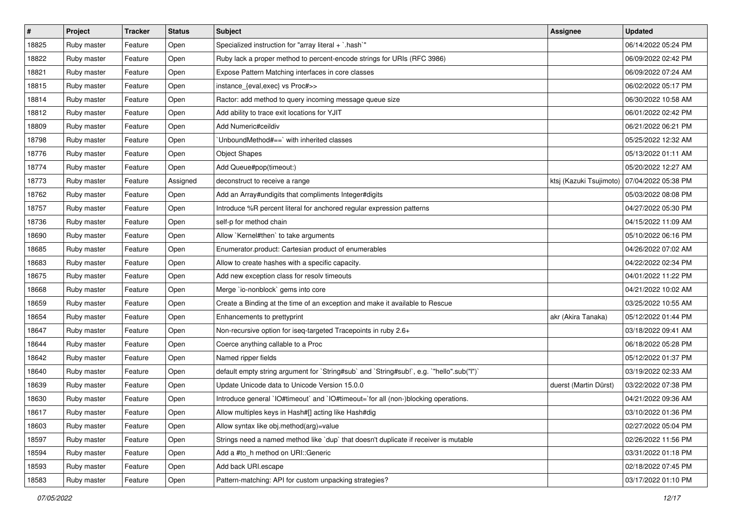| # | Project | Tracker | Status | Subject | Assignee | Updated |
| --- | --- | --- | --- | --- | --- | --- |
| 18825 | Ruby master | Feature | Open | Specialized instruction for "array literal + `.hash`" | | 06/14/2022 05:24 PM |
| 18822 | Ruby master | Feature | Open | Ruby lack a proper method to percent-encode strings for URIs (RFC 3986) | | 06/09/2022 02:42 PM |
| 18821 | Ruby master | Feature | Open | Expose Pattern Matching interfaces in core classes | | 06/09/2022 07:24 AM |
| 18815 | Ruby master | Feature | Open | instance_{eval,exec} vs Proc#>> | | 06/02/2022 05:17 PM |
| 18814 | Ruby master | Feature | Open | Ractor: add method to query incoming message queue size | | 06/30/2022 10:58 AM |
| 18812 | Ruby master | Feature | Open | Add ability to trace exit locations for YJIT | | 06/01/2022 02:42 PM |
| 18809 | Ruby master | Feature | Open | Add Numeric#ceildiv | | 06/21/2022 06:21 PM |
| 18798 | Ruby master | Feature | Open | `UnboundMethod#==` with inherited classes | | 05/25/2022 12:32 AM |
| 18776 | Ruby master | Feature | Open | Object Shapes | | 05/13/2022 01:11 AM |
| 18774 | Ruby master | Feature | Open | Add Queue#pop(timeout:) | | 05/20/2022 12:27 AM |
| 18773 | Ruby master | Feature | Assigned | deconstruct to receive a range | ktsj (Kazuki Tsujimoto) | 07/04/2022 05:38 PM |
| 18762 | Ruby master | Feature | Open | Add an Array#undigits that compliments Integer#digits | | 05/03/2022 08:08 PM |
| 18757 | Ruby master | Feature | Open | Introduce %R percent literal for anchored regular expression patterns | | 04/27/2022 05:30 PM |
| 18736 | Ruby master | Feature | Open | self-p for method chain | | 04/15/2022 11:09 AM |
| 18690 | Ruby master | Feature | Open | Allow `Kernel#then` to take arguments | | 05/10/2022 06:16 PM |
| 18685 | Ruby master | Feature | Open | Enumerator.product: Cartesian product of enumerables | | 04/26/2022 07:02 AM |
| 18683 | Ruby master | Feature | Open | Allow to create hashes with a specific capacity. | | 04/22/2022 02:34 PM |
| 18675 | Ruby master | Feature | Open | Add new exception class for resolv timeouts | | 04/01/2022 11:22 PM |
| 18668 | Ruby master | Feature | Open | Merge `io-nonblock` gems into core | | 04/21/2022 10:02 AM |
| 18659 | Ruby master | Feature | Open | Create a Binding at the time of an exception and make it available to Rescue | | 03/25/2022 10:55 AM |
| 18654 | Ruby master | Feature | Open | Enhancements to prettyprint | akr (Akira Tanaka) | 05/12/2022 01:44 PM |
| 18647 | Ruby master | Feature | Open | Non-recursive option for iseq-targeted Tracepoints in ruby 2.6+ | | 03/18/2022 09:41 AM |
| 18644 | Ruby master | Feature | Open | Coerce anything callable to a Proc | | 06/18/2022 05:28 PM |
| 18642 | Ruby master | Feature | Open | Named ripper fields | | 05/12/2022 01:37 PM |
| 18640 | Ruby master | Feature | Open | default empty string argument for `String#sub` and `String#sub!`, e.g. `"hello".sub("l")` | | 03/19/2022 02:33 AM |
| 18639 | Ruby master | Feature | Open | Update Unicode data to Unicode Version 15.0.0 | duerst (Martin Dürst) | 03/22/2022 07:38 PM |
| 18630 | Ruby master | Feature | Open | Introduce general `IO#timeout` and `IO#timeout=`for all (non-)blocking operations. | | 04/21/2022 09:36 AM |
| 18617 | Ruby master | Feature | Open | Allow multiples keys in Hash#[] acting like Hash#dig | | 03/10/2022 01:36 PM |
| 18603 | Ruby master | Feature | Open | Allow syntax like obj.method(arg)=value | | 02/27/2022 05:04 PM |
| 18597 | Ruby master | Feature | Open | Strings need a named method like `dup` that doesn't duplicate if receiver is mutable | | 02/26/2022 11:56 PM |
| 18594 | Ruby master | Feature | Open | Add a #to_h method on URI::Generic | | 03/31/2022 01:18 PM |
| 18593 | Ruby master | Feature | Open | Add back URI.escape | | 02/18/2022 07:45 PM |
| 18583 | Ruby master | Feature | Open | Pattern-matching: API for custom unpacking strategies? | | 03/17/2022 01:10 PM |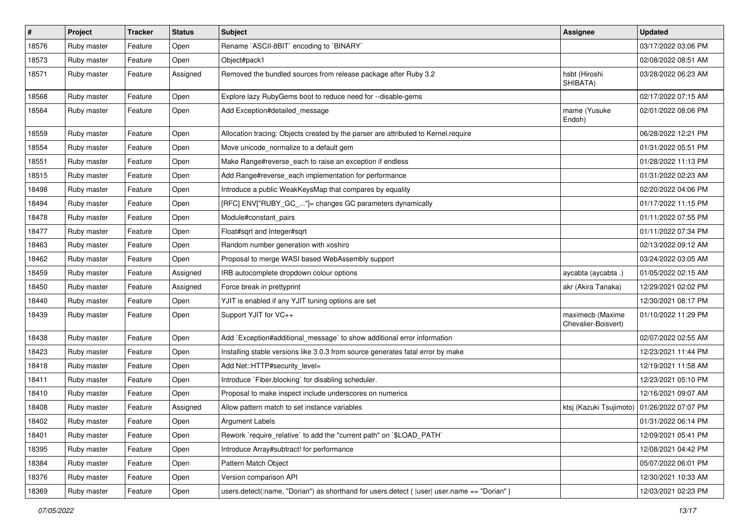| # | Project | Tracker | Status | Subject | Assignee | Updated |
|---|---|---|---|---|---|---|
| 18576 | Ruby master | Feature | Open | Rename `ASCII-8BIT` encoding to `BINARY` | | 03/17/2022 03:06 PM |
| 18573 | Ruby master | Feature | Open | Object#pack1 | | 02/08/2022 08:51 AM |
| 18571 | Ruby master | Feature | Assigned | Removed the bundled sources from release package after Ruby 3.2 | hsbt (Hiroshi SHIBATA) | 03/28/2022 06:23 AM |
| 18568 | Ruby master | Feature | Open | Explore lazy RubyGems boot to reduce need for --disable-gems | | 02/17/2022 07:15 AM |
| 18564 | Ruby master | Feature | Open | Add Exception#detailed_message | mame (Yusuke Endoh) | 02/01/2022 08:06 PM |
| 18559 | Ruby master | Feature | Open | Allocation tracing: Objects created by the parser are attributed to Kernel.require | | 06/28/2022 12:21 PM |
| 18554 | Ruby master | Feature | Open | Move unicode_normalize to a default gem | | 01/31/2022 05:51 PM |
| 18551 | Ruby master | Feature | Open | Make Range#reverse_each to raise an exception if endless | | 01/28/2022 11:13 PM |
| 18515 | Ruby master | Feature | Open | Add Range#reverse_each implementation for performance | | 01/31/2022 02:23 AM |
| 18498 | Ruby master | Feature | Open | Introduce a public WeakKeysMap that compares by equality | | 02/20/2022 04:06 PM |
| 18494 | Ruby master | Feature | Open | [RFC] ENV["RUBY_GC_..."]= changes GC parameters dynamically | | 01/17/2022 11:15 PM |
| 18478 | Ruby master | Feature | Open | Module#constant_pairs | | 01/11/2022 07:55 PM |
| 18477 | Ruby master | Feature | Open | Float#sqrt and Integer#sqrt | | 01/11/2022 07:34 PM |
| 18463 | Ruby master | Feature | Open | Random number generation with xoshiro | | 02/13/2022 09:12 AM |
| 18462 | Ruby master | Feature | Open | Proposal to merge WASI based WebAssembly support | | 03/24/2022 03:05 AM |
| 18459 | Ruby master | Feature | Assigned | IRB autocomplete dropdown colour options | aycabta (aycabta .) | 01/05/2022 02:15 AM |
| 18450 | Ruby master | Feature | Assigned | Force break in prettyprint | akr (Akira Tanaka) | 12/29/2021 02:02 PM |
| 18440 | Ruby master | Feature | Open | YJIT is enabled if any YJIT tuning options are set | | 12/30/2021 08:17 PM |
| 18439 | Ruby master | Feature | Open | Support YJIT for VC++ | maximecb (Maxime Chevalier-Boisvert) | 01/10/2022 11:29 PM |
| 18438 | Ruby master | Feature | Open | Add `Exception#additional_message` to show additional error information | | 02/07/2022 02:55 AM |
| 18423 | Ruby master | Feature | Open | Installing stable versions like 3.0.3 from source generates fatal error by make | | 12/23/2021 11:44 PM |
| 18418 | Ruby master | Feature | Open | Add Net::HTTP#security_level= | | 12/19/2021 11:58 AM |
| 18411 | Ruby master | Feature | Open | Introduce `Fiber.blocking` for disabling scheduler. | | 12/23/2021 05:10 PM |
| 18410 | Ruby master | Feature | Open | Proposal to make inspect include underscores on numerics | | 12/16/2021 09:07 AM |
| 18408 | Ruby master | Feature | Assigned | Allow pattern match to set instance variables | ktsj (Kazuki Tsujimoto) | 01/26/2022 07:07 PM |
| 18402 | Ruby master | Feature | Open | Argument Labels | | 01/31/2022 06:14 PM |
| 18401 | Ruby master | Feature | Open | Rework `require_relative` to add the "current path" on `$LOAD_PATH` | | 12/09/2021 05:41 PM |
| 18395 | Ruby master | Feature | Open | Introduce Array#subtract! for performance | | 12/08/2021 04:42 PM |
| 18384 | Ruby master | Feature | Open | Pattern Match Object | | 05/07/2022 06:01 PM |
| 18376 | Ruby master | Feature | Open | Version comparison API | | 12/30/2021 10:33 AM |
| 18369 | Ruby master | Feature | Open | users.detect(:name, "Dorian") as shorthand for users.detect { \|user\| user.name == "Dorian" } | | 12/03/2021 02:23 PM |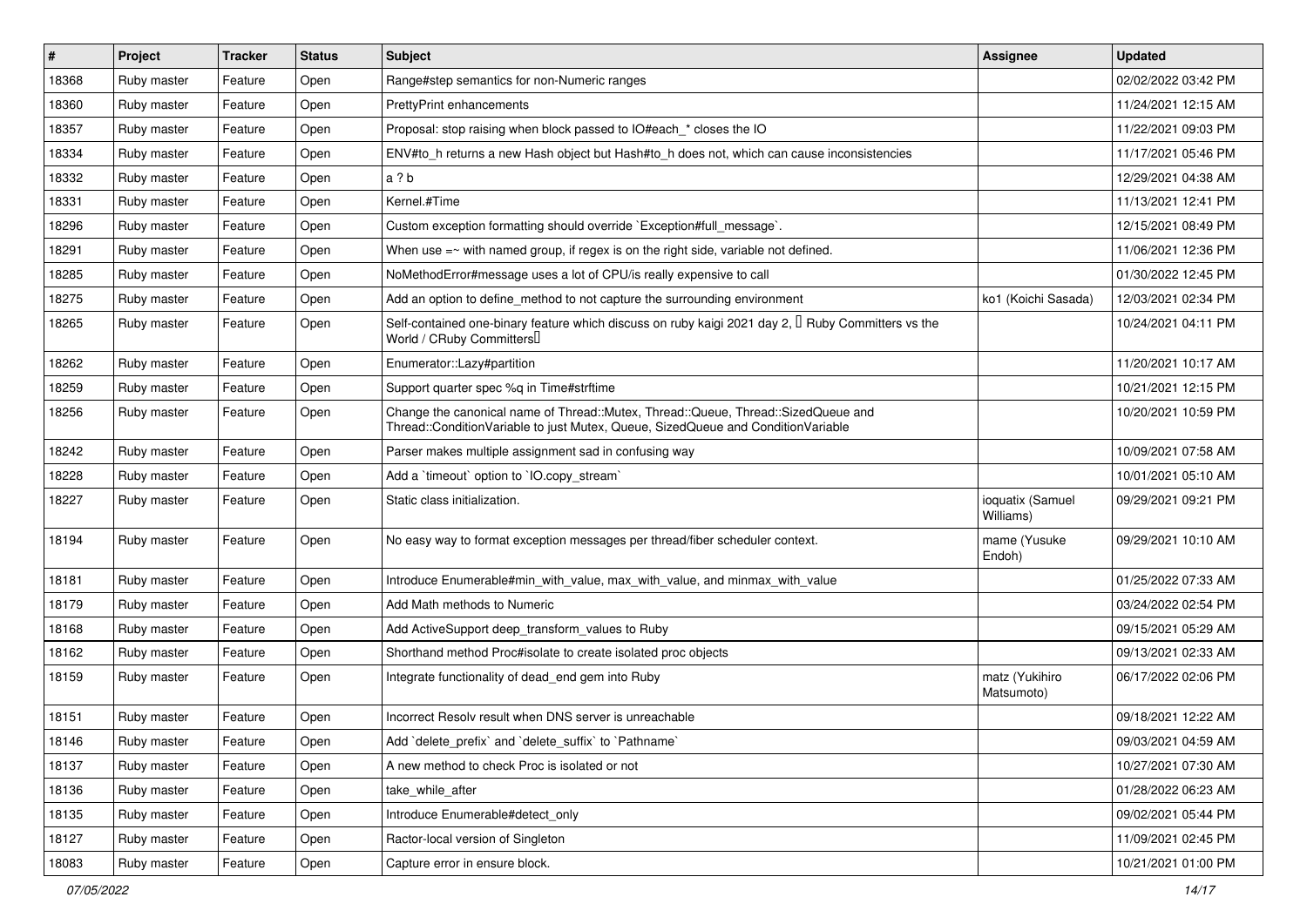| # | Project | Tracker | Status | Subject | Assignee | Updated |
| --- | --- | --- | --- | --- | --- | --- |
| 18368 | Ruby master | Feature | Open | Range#step semantics for non-Numeric ranges | | 02/02/2022 03:42 PM |
| 18360 | Ruby master | Feature | Open | PrettyPrint enhancements | | 11/24/2021 12:15 AM |
| 18357 | Ruby master | Feature | Open | Proposal: stop raising when block passed to IO#each_* closes the IO | | 11/22/2021 09:03 PM |
| 18334 | Ruby master | Feature | Open | ENV#to_h returns a new Hash object but Hash#to_h does not, which can cause inconsistencies | | 11/17/2021 05:46 PM |
| 18332 | Ruby master | Feature | Open | a ? b | | 12/29/2021 04:38 AM |
| 18331 | Ruby master | Feature | Open | Kernel.#Time | | 11/13/2021 12:41 PM |
| 18296 | Ruby master | Feature | Open | Custom exception formatting should override `Exception#full_message`. | | 12/15/2021 08:49 PM |
| 18291 | Ruby master | Feature | Open | When use =~ with named group, if regex is on the right side, variable not defined. | | 11/06/2021 12:36 PM |
| 18285 | Ruby master | Feature | Open | NoMethodError#message uses a lot of CPU/is really expensive to call | | 01/30/2022 12:45 PM |
| 18275 | Ruby master | Feature | Open | Add an option to define_method to not capture the surrounding environment | ko1 (Koichi Sasada) | 12/03/2021 02:34 PM |
| 18265 | Ruby master | Feature | Open | Self-contained one-binary feature which discuss on ruby kaigi 2021 day 2, 「Ruby Committers vs the World / CRuby Committers」 | | 10/24/2021 04:11 PM |
| 18262 | Ruby master | Feature | Open | Enumerator::Lazy#partition | | 11/20/2021 10:17 AM |
| 18259 | Ruby master | Feature | Open | Support quarter spec %q in Time#strftime | | 10/21/2021 12:15 PM |
| 18256 | Ruby master | Feature | Open | Change the canonical name of Thread::Mutex, Thread::Queue, Thread::SizedQueue and Thread::ConditionVariable to just Mutex, Queue, SizedQueue and ConditionVariable | | 10/20/2021 10:59 PM |
| 18242 | Ruby master | Feature | Open | Parser makes multiple assignment sad in confusing way | | 10/09/2021 07:58 AM |
| 18228 | Ruby master | Feature | Open | Add a `timeout` option to `IO.copy_stream` | | 10/01/2021 05:10 AM |
| 18227 | Ruby master | Feature | Open | Static class initialization. | ioquatix (Samuel Williams) | 09/29/2021 09:21 PM |
| 18194 | Ruby master | Feature | Open | No easy way to format exception messages per thread/fiber scheduler context. | mame (Yusuke Endoh) | 09/29/2021 10:10 AM |
| 18181 | Ruby master | Feature | Open | Introduce Enumerable#min_with_value, max_with_value, and minmax_with_value | | 01/25/2022 07:33 AM |
| 18179 | Ruby master | Feature | Open | Add Math methods to Numeric | | 03/24/2022 02:54 PM |
| 18168 | Ruby master | Feature | Open | Add ActiveSupport deep_transform_values to Ruby | | 09/15/2021 05:29 AM |
| 18162 | Ruby master | Feature | Open | Shorthand method Proc#isolate to create isolated proc objects | | 09/13/2021 02:33 AM |
| 18159 | Ruby master | Feature | Open | Integrate functionality of dead_end gem into Ruby | matz (Yukihiro Matsumoto) | 06/17/2022 02:06 PM |
| 18151 | Ruby master | Feature | Open | Incorrect Resolv result when DNS server is unreachable | | 09/18/2021 12:22 AM |
| 18146 | Ruby master | Feature | Open | Add `delete_prefix` and `delete_suffix` to `Pathname` | | 09/03/2021 04:59 AM |
| 18137 | Ruby master | Feature | Open | A new method to check Proc is isolated or not | | 10/27/2021 07:30 AM |
| 18136 | Ruby master | Feature | Open | take_while_after | | 01/28/2022 06:23 AM |
| 18135 | Ruby master | Feature | Open | Introduce Enumerable#detect_only | | 09/02/2021 05:44 PM |
| 18127 | Ruby master | Feature | Open | Ractor-local version of Singleton | | 11/09/2021 02:45 PM |
| 18083 | Ruby master | Feature | Open | Capture error in ensure block. | | 10/21/2021 01:00 PM |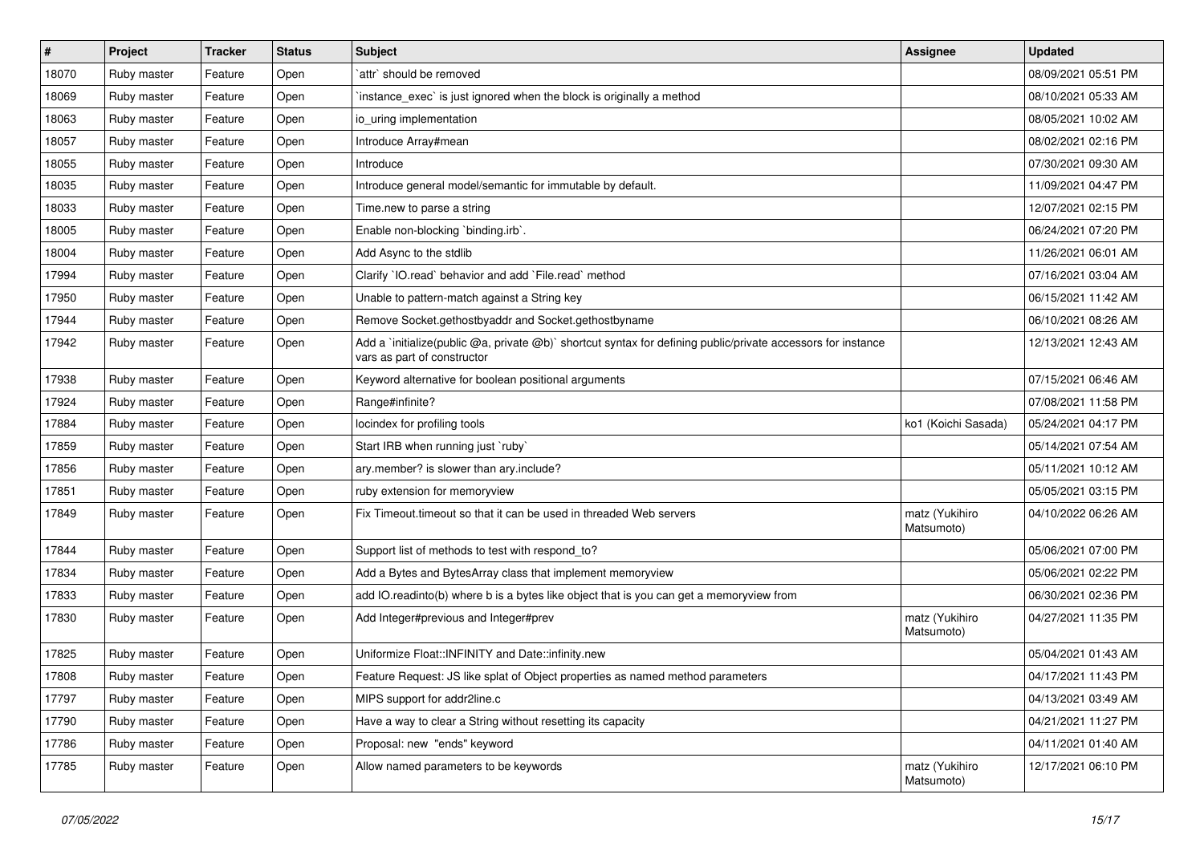| # | Project | Tracker | Status | Subject | Assignee | Updated |
|---|---|---|---|---|---|---|
| 18070 | Ruby master | Feature | Open | `attr` should be removed | | 08/09/2021 05:51 PM |
| 18069 | Ruby master | Feature | Open | `instance_exec` is just ignored when the block is originally a method | | 08/10/2021 05:33 AM |
| 18063 | Ruby master | Feature | Open | io_uring implementation | | 08/05/2021 10:02 AM |
| 18057 | Ruby master | Feature | Open | Introduce Array#mean | | 08/02/2021 02:16 PM |
| 18055 | Ruby master | Feature | Open | Introduce | | 07/30/2021 09:30 AM |
| 18035 | Ruby master | Feature | Open | Introduce general model/semantic for immutable by default. | | 11/09/2021 04:47 PM |
| 18033 | Ruby master | Feature | Open | Time.new to parse a string | | 12/07/2021 02:15 PM |
| 18005 | Ruby master | Feature | Open | Enable non-blocking `binding.irb`. | | 06/24/2021 07:20 PM |
| 18004 | Ruby master | Feature | Open | Add Async to the stdlib | | 11/26/2021 06:01 AM |
| 17994 | Ruby master | Feature | Open | Clarify `IO.read` behavior and add `File.read` method | | 07/16/2021 03:04 AM |
| 17950 | Ruby master | Feature | Open | Unable to pattern-match against a String key | | 06/15/2021 11:42 AM |
| 17944 | Ruby master | Feature | Open | Remove Socket.gethostbyaddr and Socket.gethostbyname | | 06/10/2021 08:26 AM |
| 17942 | Ruby master | Feature | Open | Add a `initialize(public @a, private @b)` shortcut syntax for defining public/private accessors for instance vars as part of constructor | | 12/13/2021 12:43 AM |
| 17938 | Ruby master | Feature | Open | Keyword alternative for boolean positional arguments | | 07/15/2021 06:46 AM |
| 17924 | Ruby master | Feature | Open | Range#infinite? | | 07/08/2021 11:58 PM |
| 17884 | Ruby master | Feature | Open | locindex for profiling tools | ko1 (Koichi Sasada) | 05/24/2021 04:17 PM |
| 17859 | Ruby master | Feature | Open | Start IRB when running just `ruby` | | 05/14/2021 07:54 AM |
| 17856 | Ruby master | Feature | Open | ary.member? is slower than ary.include? | | 05/11/2021 10:12 AM |
| 17851 | Ruby master | Feature | Open | ruby extension for memoryview | | 05/05/2021 03:15 PM |
| 17849 | Ruby master | Feature | Open | Fix Timeout.timeout so that it can be used in threaded Web servers | matz (Yukihiro Matsumoto) | 04/10/2022 06:26 AM |
| 17844 | Ruby master | Feature | Open | Support list of methods to test with respond_to? | | 05/06/2021 07:00 PM |
| 17834 | Ruby master | Feature | Open | Add a Bytes and BytesArray class that implement memoryview | | 05/06/2021 02:22 PM |
| 17833 | Ruby master | Feature | Open | add IO.readinto(b) where b is a bytes like object that is you can get a memoryview from | | 06/30/2021 02:36 PM |
| 17830 | Ruby master | Feature | Open | Add Integer#previous and Integer#prev | matz (Yukihiro Matsumoto) | 04/27/2021 11:35 PM |
| 17825 | Ruby master | Feature | Open | Uniformize Float::INFINITY and Date::infinity.new | | 05/04/2021 01:43 AM |
| 17808 | Ruby master | Feature | Open | Feature Request: JS like splat of Object properties as named method parameters | | 04/17/2021 11:43 PM |
| 17797 | Ruby master | Feature | Open | MIPS support for addr2line.c | | 04/13/2021 03:49 AM |
| 17790 | Ruby master | Feature | Open | Have a way to clear a String without resetting its capacity | | 04/21/2021 11:27 PM |
| 17786 | Ruby master | Feature | Open | Proposal: new "ends" keyword | | 04/11/2021 01:40 AM |
| 17785 | Ruby master | Feature | Open | Allow named parameters to be keywords | matz (Yukihiro Matsumoto) | 12/17/2021 06:10 PM |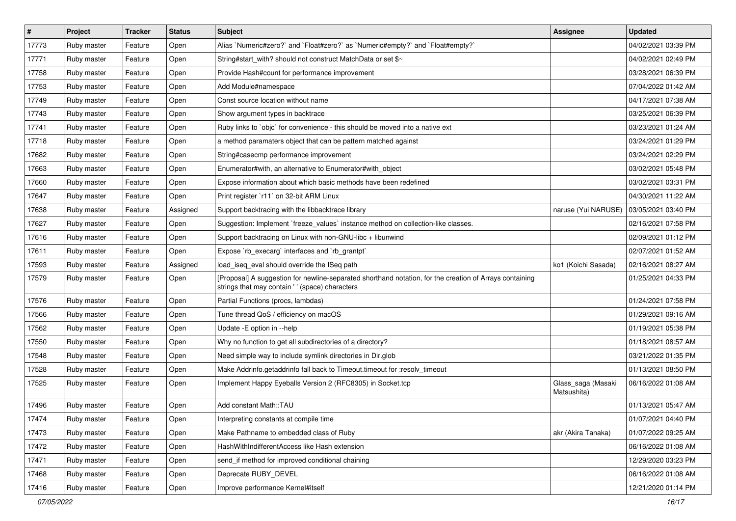| # | Project | Tracker | Status | Subject | Assignee | Updated |
|---|---|---|---|---|---|---|
| 17773 | Ruby master | Feature | Open | Alias `Numeric#zero?` and `Float#zero?` as `Numeric#empty?` and `Float#empty?` | | 04/02/2021 03:39 PM |
| 17771 | Ruby master | Feature | Open | String#start_with? should not construct MatchData or set $~ | | 04/02/2021 02:49 PM |
| 17758 | Ruby master | Feature | Open | Provide Hash#count for performance improvement | | 03/28/2021 06:39 PM |
| 17753 | Ruby master | Feature | Open | Add Module#namespace | | 07/04/2022 01:42 AM |
| 17749 | Ruby master | Feature | Open | Const source location without name | | 04/17/2021 07:38 AM |
| 17743 | Ruby master | Feature | Open | Show argument types in backtrace | | 03/25/2021 06:39 PM |
| 17741 | Ruby master | Feature | Open | Ruby links to `objc` for convenience - this should be moved into a native ext | | 03/23/2021 01:24 AM |
| 17718 | Ruby master | Feature | Open | a method paramaters object that can be pattern matched against | | 03/24/2021 01:29 PM |
| 17682 | Ruby master | Feature | Open | String#casecmp performance improvement | | 03/24/2021 02:29 PM |
| 17663 | Ruby master | Feature | Open | Enumerator#with, an alternative to Enumerator#with_object | | 03/02/2021 05:48 PM |
| 17660 | Ruby master | Feature | Open | Expose information about which basic methods have been redefined | | 03/02/2021 03:31 PM |
| 17647 | Ruby master | Feature | Open | Print register `r11` on 32-bit ARM Linux | | 04/30/2021 11:22 AM |
| 17638 | Ruby master | Feature | Assigned | Support backtracing with the libbacktrace library | naruse (Yui NARUSE) | 03/05/2021 03:40 PM |
| 17627 | Ruby master | Feature | Open | Suggestion: Implement `freeze_values` instance method on collection-like classes. | | 02/16/2021 07:58 PM |
| 17616 | Ruby master | Feature | Open | Support backtracing on Linux with non-GNU-libc + libunwind | | 02/09/2021 01:12 PM |
| 17611 | Ruby master | Feature | Open | Expose `rb_execarg` interfaces and `rb_grantpt` | | 02/07/2021 01:52 AM |
| 17593 | Ruby master | Feature | Assigned | load_iseq_eval should override the ISeq path | ko1 (Koichi Sasada) | 02/16/2021 08:27 AM |
| 17579 | Ruby master | Feature | Open | [Proposal] A suggestion for newline-separated shorthand notation, for the creation of Arrays containing strings that may contain ' ' (space) characters | | 01/25/2021 04:33 PM |
| 17576 | Ruby master | Feature | Open | Partial Functions (procs, lambdas) | | 01/24/2021 07:58 PM |
| 17566 | Ruby master | Feature | Open | Tune thread QoS / efficiency on macOS | | 01/29/2021 09:16 AM |
| 17562 | Ruby master | Feature | Open | Update -E option in --help | | 01/19/2021 05:38 PM |
| 17550 | Ruby master | Feature | Open | Why no function to get all subdirectories of a directory? | | 01/18/2021 08:57 AM |
| 17548 | Ruby master | Feature | Open | Need simple way to include symlink directories in Dir.glob | | 03/21/2022 01:35 PM |
| 17528 | Ruby master | Feature | Open | Make Addrinfo.getaddrinfo fall back to Timeout.timeout for :resolv_timeout | | 01/13/2021 08:50 PM |
| 17525 | Ruby master | Feature | Open | Implement Happy Eyeballs Version 2 (RFC8305) in Socket.tcp | Glass_saga (Masaki Matsushita) | 06/16/2022 01:08 AM |
| 17496 | Ruby master | Feature | Open | Add constant Math::TAU | | 01/13/2021 05:47 AM |
| 17474 | Ruby master | Feature | Open | Interpreting constants at compile time | | 01/07/2021 04:40 PM |
| 17473 | Ruby master | Feature | Open | Make Pathname to embedded class of Ruby | akr (Akira Tanaka) | 01/07/2022 09:25 AM |
| 17472 | Ruby master | Feature | Open | HashWithIndifferentAccess like Hash extension | | 06/16/2022 01:08 AM |
| 17471 | Ruby master | Feature | Open | send_if method for improved conditional chaining | | 12/29/2020 03:23 PM |
| 17468 | Ruby master | Feature | Open | Deprecate RUBY_DEVEL | | 06/16/2022 01:08 AM |
| 17416 | Ruby master | Feature | Open | Improve performance Kernel#itself | | 12/21/2020 01:14 PM |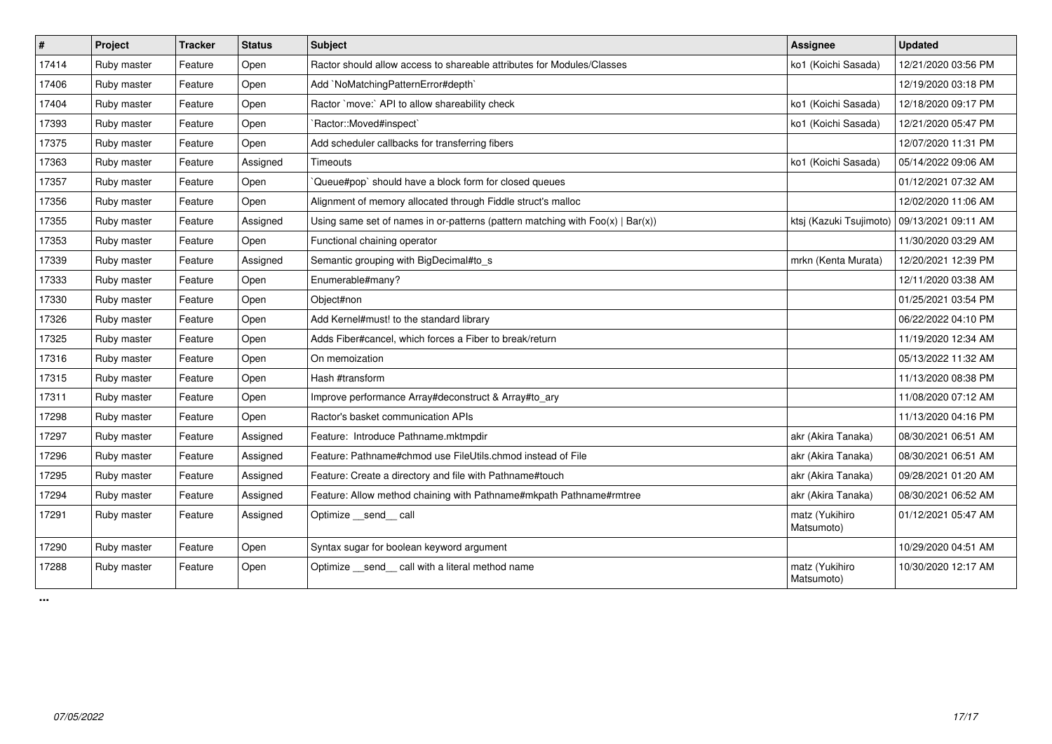| # | Project | Tracker | Status | Subject | Assignee | Updated |
|---|---|---|---|---|---|---|
| 17414 | Ruby master | Feature | Open | Ractor should allow access to shareable attributes for Modules/Classes | ko1 (Koichi Sasada) | 12/21/2020 03:56 PM |
| 17406 | Ruby master | Feature | Open | Add `NoMatchingPatternError#depth` | | 12/19/2020 03:18 PM |
| 17404 | Ruby master | Feature | Open | Ractor `move:` API to allow shareability check | ko1 (Koichi Sasada) | 12/18/2020 09:17 PM |
| 17393 | Ruby master | Feature | Open | `Ractor::Moved#inspect` | ko1 (Koichi Sasada) | 12/21/2020 05:47 PM |
| 17375 | Ruby master | Feature | Open | Add scheduler callbacks for transferring fibers | | 12/07/2020 11:31 PM |
| 17363 | Ruby master | Feature | Assigned | Timeouts | ko1 (Koichi Sasada) | 05/14/2022 09:06 AM |
| 17357 | Ruby master | Feature | Open | `Queue#pop` should have a block form for closed queues | | 01/12/2021 07:32 AM |
| 17356 | Ruby master | Feature | Open | Alignment of memory allocated through Fiddle struct's malloc | | 12/02/2020 11:06 AM |
| 17355 | Ruby master | Feature | Assigned | Using same set of names in or-patterns (pattern matching with Foo(x) \| Bar(x)) | ktsj (Kazuki Tsujimoto) | 09/13/2021 09:11 AM |
| 17353 | Ruby master | Feature | Open | Functional chaining operator | | 11/30/2020 03:29 AM |
| 17339 | Ruby master | Feature | Assigned | Semantic grouping with BigDecimal#to_s | mrkn (Kenta Murata) | 12/20/2021 12:39 PM |
| 17333 | Ruby master | Feature | Open | Enumerable#many? | | 12/11/2020 03:38 AM |
| 17330 | Ruby master | Feature | Open | Object#non | | 01/25/2021 03:54 PM |
| 17326 | Ruby master | Feature | Open | Add Kernel#must! to the standard library | | 06/22/2022 04:10 PM |
| 17325 | Ruby master | Feature | Open | Adds Fiber#cancel, which forces a Fiber to break/return | | 11/19/2020 12:34 AM |
| 17316 | Ruby master | Feature | Open | On memoization | | 05/13/2022 11:32 AM |
| 17315 | Ruby master | Feature | Open | Hash #transform | | 11/13/2020 08:38 PM |
| 17311 | Ruby master | Feature | Open | Improve performance Array#deconstruct & Array#to_ary | | 11/08/2020 07:12 AM |
| 17298 | Ruby master | Feature | Open | Ractor's basket communication APIs | | 11/13/2020 04:16 PM |
| 17297 | Ruby master | Feature | Assigned | Feature: Introduce Pathname.mktmpdir | akr (Akira Tanaka) | 08/30/2021 06:51 AM |
| 17296 | Ruby master | Feature | Assigned | Feature: Pathname#chmod use FileUtils.chmod instead of File | akr (Akira Tanaka) | 08/30/2021 06:51 AM |
| 17295 | Ruby master | Feature | Assigned | Feature: Create a directory and file with Pathname#touch | akr (Akira Tanaka) | 09/28/2021 01:20 AM |
| 17294 | Ruby master | Feature | Assigned | Feature: Allow method chaining with Pathname#mkpath Pathname#rmtree | akr (Akira Tanaka) | 08/30/2021 06:52 AM |
| 17291 | Ruby master | Feature | Assigned | Optimize __send__ call | matz (Yukihiro Matsumoto) | 01/12/2021 05:47 AM |
| 17290 | Ruby master | Feature | Open | Syntax sugar for boolean keyword argument | | 10/29/2020 04:51 AM |
| 17288 | Ruby master | Feature | Open | Optimize __send__ call with a literal method name | matz (Yukihiro Matsumoto) | 10/30/2020 12:17 AM |

...